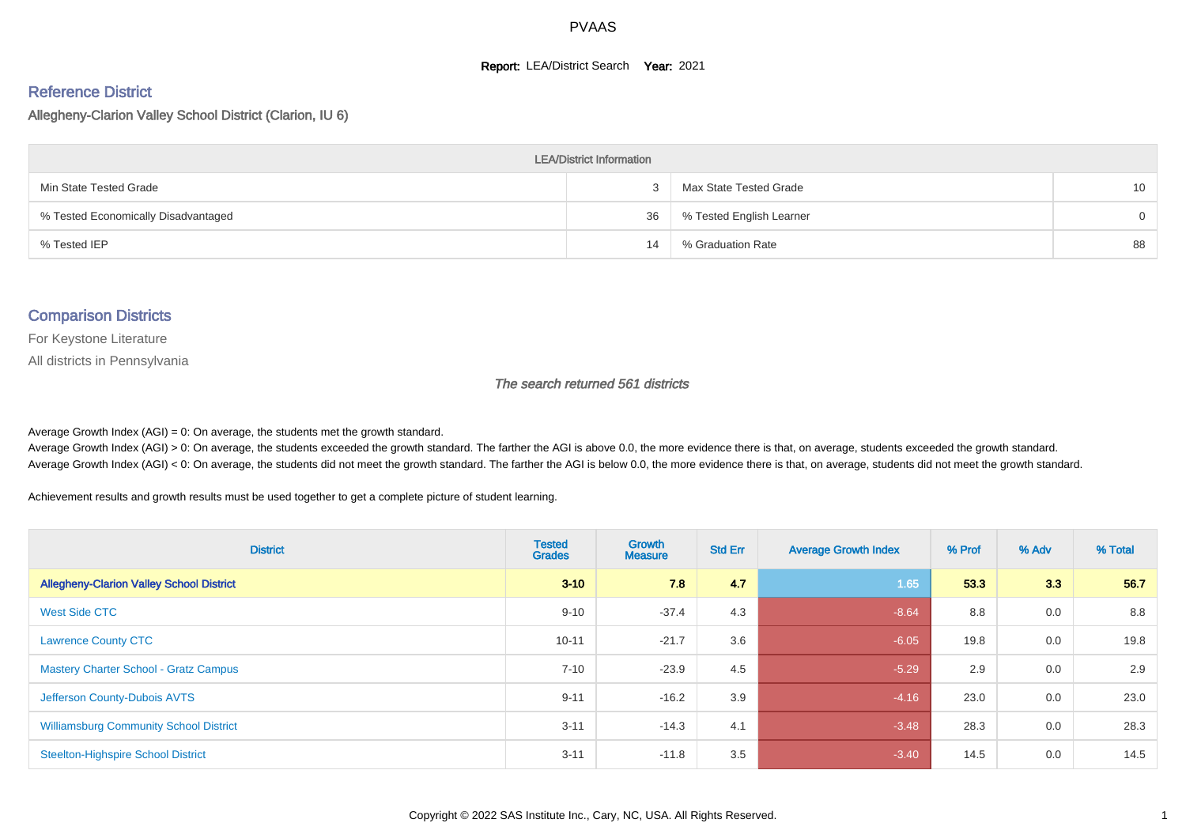# PVAAS

**Report:** LEA/District Search **Year:** 2021

## Reference District

Allegheny-Clarion Valley School District (Clarion, IU 6)

| LEA/District Information | | | |
|---|---|---|---|
| Min State Tested Grade | 3 | Max State Tested Grade | 10 |
| % Tested Economically Disadvantaged | 36 | % Tested English Learner | 0 |
| % Tested IEP | 14 | % Graduation Rate | 88 |

## Comparison Districts

For Keystone Literature

All districts in Pennsylvania

*The search returned 561 districts*

Average Growth Index (AGI) = 0: On average, the students met the growth standard.
Average Growth Index (AGI) > 0: On average, the students exceeded the growth standard. The farther the AGI is above 0.0, the more evidence there is that, on average, students exceeded the growth standard.
Average Growth Index (AGI) < 0: On average, the students did not meet the growth standard. The farther the AGI is below 0.0, the more evidence there is that, on average, students did not meet the growth standard.

Achievement results and growth results must be used together to get a complete picture of student learning.

| District | Tested Grades | Growth Measure | Std Err | Average Growth Index | % Prof | % Adv | % Total |
|---|---|---|---|---|---|---|---|
| **Allegheny-Clarion Valley School District** | **3-10** | **7.8** | **4.7** | 1.65 | **53.3** | **3.3** | **56.7** |
| West Side CTC | 9-10 | -37.4 | 4.3 | -8.64 | 8.8 | 0.0 | 8.8 |
| Lawrence County CTC | 10-11 | -21.7 | 3.6 | -6.05 | 19.8 | 0.0 | 19.8 |
| Mastery Charter School - Gratz Campus | 7-10 | -23.9 | 4.5 | -5.29 | 2.9 | 0.0 | 2.9 |
| Jefferson County-Dubois AVTS | 9-11 | -16.2 | 3.9 | -4.16 | 23.0 | 0.0 | 23.0 |
| Williamsburg Community School District | 3-11 | -14.3 | 4.1 | -3.48 | 28.3 | 0.0 | 28.3 |
| Steelton-Highspire School District | 3-11 | -11.8 | 3.5 | -3.40 | 14.5 | 0.0 | 14.5 |

Copyright © 2022 SAS Institute Inc., Cary, NC, USA. All Rights Reserved.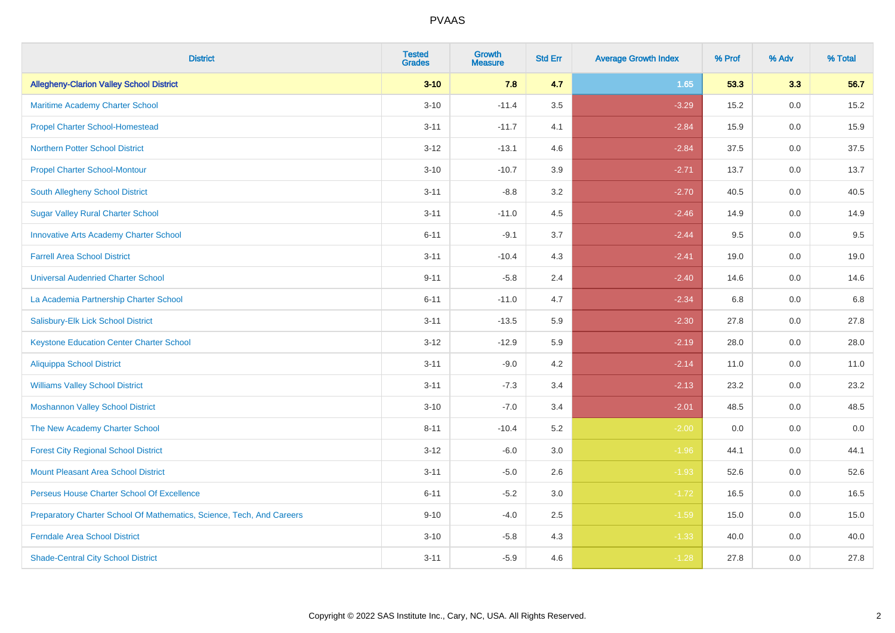# PVAAS

| District | Tested Grades | Growth Measure | Std Err | Average Growth Index | % Prof | % Adv | % Total |
|---|---|---|---|---|---|---|---|
| **Allegheny-Clarion Valley School District** | **3-10** | **7.8** | **4.7** | **1.65** | **53.3** | **3.3** | **56.7** |
| Maritime Academy Charter School | 3-10 | -11.4 | 3.5 | -3.29 | 15.2 | 0.0 | 15.2 |
| Propel Charter School-Homestead | 3-11 | -11.7 | 4.1 | -2.84 | 15.9 | 0.0 | 15.9 |
| Northern Potter School District | 3-12 | -13.1 | 4.6 | -2.84 | 37.5 | 0.0 | 37.5 |
| Propel Charter School-Montour | 3-10 | -10.7 | 3.9 | -2.71 | 13.7 | 0.0 | 13.7 |
| South Allegheny School District | 3-11 | -8.8 | 3.2 | -2.70 | 40.5 | 0.0 | 40.5 |
| Sugar Valley Rural Charter School | 3-11 | -11.0 | 4.5 | -2.46 | 14.9 | 0.0 | 14.9 |
| Innovative Arts Academy Charter School | 6-11 | -9.1 | 3.7 | -2.44 | 9.5 | 0.0 | 9.5 |
| Farrell Area School District | 3-11 | -10.4 | 4.3 | -2.41 | 19.0 | 0.0 | 19.0 |
| Universal Audenried Charter School | 9-11 | -5.8 | 2.4 | -2.40 | 14.6 | 0.0 | 14.6 |
| La Academia Partnership Charter School | 6-11 | -11.0 | 4.7 | -2.34 | 6.8 | 0.0 | 6.8 |
| Salisbury-Elk Lick School District | 3-11 | -13.5 | 5.9 | -2.30 | 27.8 | 0.0 | 27.8 |
| Keystone Education Center Charter School | 3-12 | -12.9 | 5.9 | -2.19 | 28.0 | 0.0 | 28.0 |
| Aliquippa School District | 3-11 | -9.0 | 4.2 | -2.14 | 11.0 | 0.0 | 11.0 |
| Williams Valley School District | 3-11 | -7.3 | 3.4 | -2.13 | 23.2 | 0.0 | 23.2 |
| Moshannon Valley School District | 3-10 | -7.0 | 3.4 | -2.01 | 48.5 | 0.0 | 48.5 |
| The New Academy Charter School | 8-11 | -10.4 | 5.2 | -2.00 | 0.0 | 0.0 | 0.0 |
| Forest City Regional School District | 3-12 | -6.0 | 3.0 | -1.96 | 44.1 | 0.0 | 44.1 |
| Mount Pleasant Area School District | 3-11 | -5.0 | 2.6 | -1.93 | 52.6 | 0.0 | 52.6 |
| Perseus House Charter School Of Excellence | 6-11 | -5.2 | 3.0 | -1.72 | 16.5 | 0.0 | 16.5 |
| Preparatory Charter School Of Mathematics, Science, Tech, And Careers | 9-10 | -4.0 | 2.5 | -1.59 | 15.0 | 0.0 | 15.0 |
| Ferndale Area School District | 3-10 | -5.8 | 4.3 | -1.33 | 40.0 | 0.0 | 40.0 |
| Shade-Central City School District | 3-11 | -5.9 | 4.6 | -1.28 | 27.8 | 0.0 | 27.8 |

Copyright © 2022 SAS Institute Inc., Cary, NC, USA. All Rights Reserved.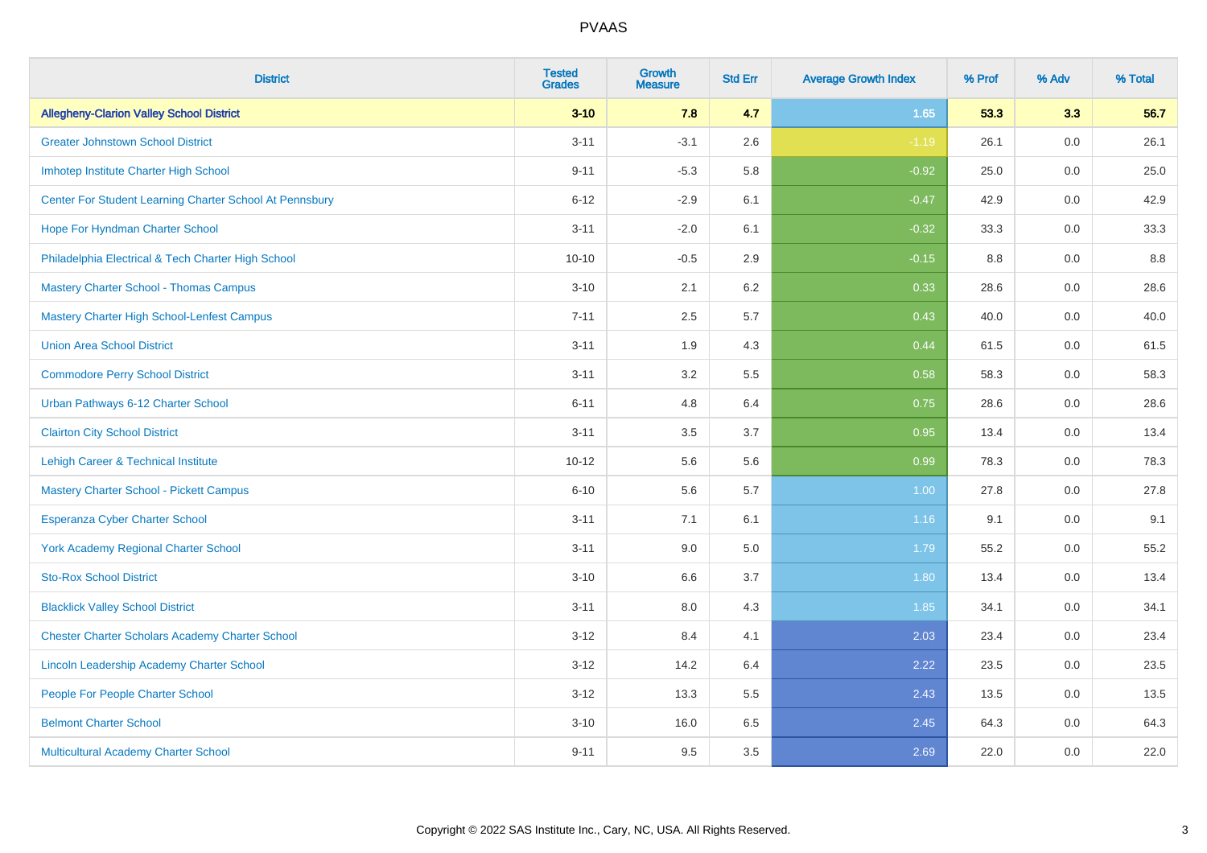# PVAAS

| District | Tested Grades | Growth Measure | Std Err | Average Growth Index | % Prof | % Adv | % Total |
|---|---|---|---|---|---|---|---|
| **Allegheny-Clarion Valley School District** | **3-10** | **7.8** | **4.7** | **1.65** | **53.3** | **3.3** | **56.7** |
| Greater Johnstown School District | 3-11 | -3.1 | 2.6 | -1.19 | 26.1 | 0.0 | 26.1 |
| Imhotep Institute Charter High School | 9-11 | -5.3 | 5.8 | -0.92 | 25.0 | 0.0 | 25.0 |
| Center For Student Learning Charter School At Pennsbury | 6-12 | -2.9 | 6.1 | -0.47 | 42.9 | 0.0 | 42.9 |
| Hope For Hyndman Charter School | 3-11 | -2.0 | 6.1 | -0.32 | 33.3 | 0.0 | 33.3 |
| Philadelphia Electrical & Tech Charter High School | 10-10 | -0.5 | 2.9 | -0.15 | 8.8 | 0.0 | 8.8 |
| Mastery Charter School - Thomas Campus | 3-10 | 2.1 | 6.2 | 0.33 | 28.6 | 0.0 | 28.6 |
| Mastery Charter High School-Lenfest Campus | 7-11 | 2.5 | 5.7 | 0.43 | 40.0 | 0.0 | 40.0 |
| Union Area School District | 3-11 | 1.9 | 4.3 | 0.44 | 61.5 | 0.0 | 61.5 |
| Commodore Perry School District | 3-11 | 3.2 | 5.5 | 0.58 | 58.3 | 0.0 | 58.3 |
| Urban Pathways 6-12 Charter School | 6-11 | 4.8 | 6.4 | 0.75 | 28.6 | 0.0 | 28.6 |
| Clairton City School District | 3-11 | 3.5 | 3.7 | 0.95 | 13.4 | 0.0 | 13.4 |
| Lehigh Career & Technical Institute | 10-12 | 5.6 | 5.6 | 0.99 | 78.3 | 0.0 | 78.3 |
| Mastery Charter School - Pickett Campus | 6-10 | 5.6 | 5.7 | 1.00 | 27.8 | 0.0 | 27.8 |
| Esperanza Cyber Charter School | 3-11 | 7.1 | 6.1 | 1.16 | 9.1 | 0.0 | 9.1 |
| York Academy Regional Charter School | 3-11 | 9.0 | 5.0 | 1.79 | 55.2 | 0.0 | 55.2 |
| Sto-Rox School District | 3-10 | 6.6 | 3.7 | 1.80 | 13.4 | 0.0 | 13.4 |
| Blacklick Valley School District | 3-11 | 8.0 | 4.3 | 1.85 | 34.1 | 0.0 | 34.1 |
| Chester Charter Scholars Academy Charter School | 3-12 | 8.4 | 4.1 | 2.03 | 23.4 | 0.0 | 23.4 |
| Lincoln Leadership Academy Charter School | 3-12 | 14.2 | 6.4 | 2.22 | 23.5 | 0.0 | 23.5 |
| People For People Charter School | 3-12 | 13.3 | 5.5 | 2.43 | 13.5 | 0.0 | 13.5 |
| Belmont Charter School | 3-10 | 16.0 | 6.5 | 2.45 | 64.3 | 0.0 | 64.3 |
| Multicultural Academy Charter School | 9-11 | 9.5 | 3.5 | 2.69 | 22.0 | 0.0 | 22.0 |

Copyright © 2022 SAS Institute Inc., Cary, NC, USA. All Rights Reserved.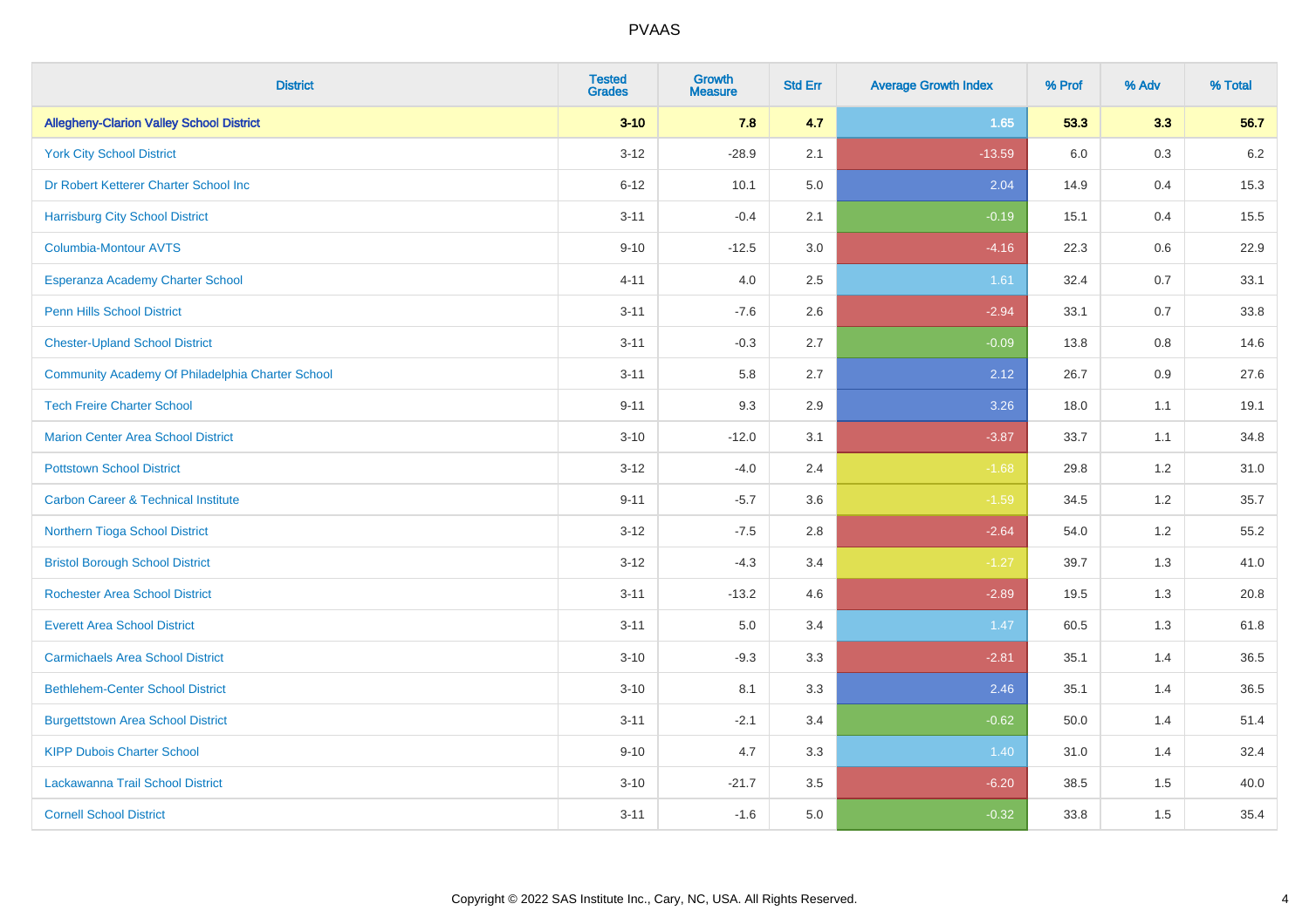| District | Tested Grades | Growth Measure | Std Err | Average Growth Index | % Prof | % Adv | % Total |
|---|---|---|---|---|---|---|---|
| **Allegheny-Clarion Valley School District** | **3-10** | **7.8** | **4.7** | **1.65** | **53.3** | **3.3** | **56.7** |
| York City School District | 3-12 | -28.9 | 2.1 | -13.59 | 6.0 | 0.3 | 6.2 |
| Dr Robert Ketterer Charter School Inc | 6-12 | 10.1 | 5.0 | 2.04 | 14.9 | 0.4 | 15.3 |
| Harrisburg City School District | 3-11 | -0.4 | 2.1 | -0.19 | 15.1 | 0.4 | 15.5 |
| Columbia-Montour AVTS | 9-10 | -12.5 | 3.0 | -4.16 | 22.3 | 0.6 | 22.9 |
| Esperanza Academy Charter School | 4-11 | 4.0 | 2.5 | 1.61 | 32.4 | 0.7 | 33.1 |
| Penn Hills School District | 3-11 | -7.6 | 2.6 | -2.94 | 33.1 | 0.7 | 33.8 |
| Chester-Upland School District | 3-11 | -0.3 | 2.7 | -0.09 | 13.8 | 0.8 | 14.6 |
| Community Academy Of Philadelphia Charter School | 3-11 | 5.8 | 2.7 | 2.12 | 26.7 | 0.9 | 27.6 |
| Tech Freire Charter School | 9-11 | 9.3 | 2.9 | 3.26 | 18.0 | 1.1 | 19.1 |
| Marion Center Area School District | 3-10 | -12.0 | 3.1 | -3.87 | 33.7 | 1.1 | 34.8 |
| Pottstown School District | 3-12 | -4.0 | 2.4 | -1.68 | 29.8 | 1.2 | 31.0 |
| Carbon Career & Technical Institute | 9-11 | -5.7 | 3.6 | -1.59 | 34.5 | 1.2 | 35.7 |
| Northern Tioga School District | 3-12 | -7.5 | 2.8 | -2.64 | 54.0 | 1.2 | 55.2 |
| Bristol Borough School District | 3-12 | -4.3 | 3.4 | -1.27 | 39.7 | 1.3 | 41.0 |
| Rochester Area School District | 3-11 | -13.2 | 4.6 | -2.89 | 19.5 | 1.3 | 20.8 |
| Everett Area School District | 3-11 | 5.0 | 3.4 | 1.47 | 60.5 | 1.3 | 61.8 |
| Carmichaels Area School District | 3-10 | -9.3 | 3.3 | -2.81 | 35.1 | 1.4 | 36.5 |
| Bethlehem-Center School District | 3-10 | 8.1 | 3.3 | 2.46 | 35.1 | 1.4 | 36.5 |
| Burgettstown Area School District | 3-11 | -2.1 | 3.4 | -0.62 | 50.0 | 1.4 | 51.4 |
| KIPP Dubois Charter School | 9-10 | 4.7 | 3.3 | 1.40 | 31.0 | 1.4 | 32.4 |
| Lackawanna Trail School District | 3-10 | -21.7 | 3.5 | -6.20 | 38.5 | 1.5 | 40.0 |
| Cornell School District | 3-11 | -1.6 | 5.0 | -0.32 | 33.8 | 1.5 | 35.4 |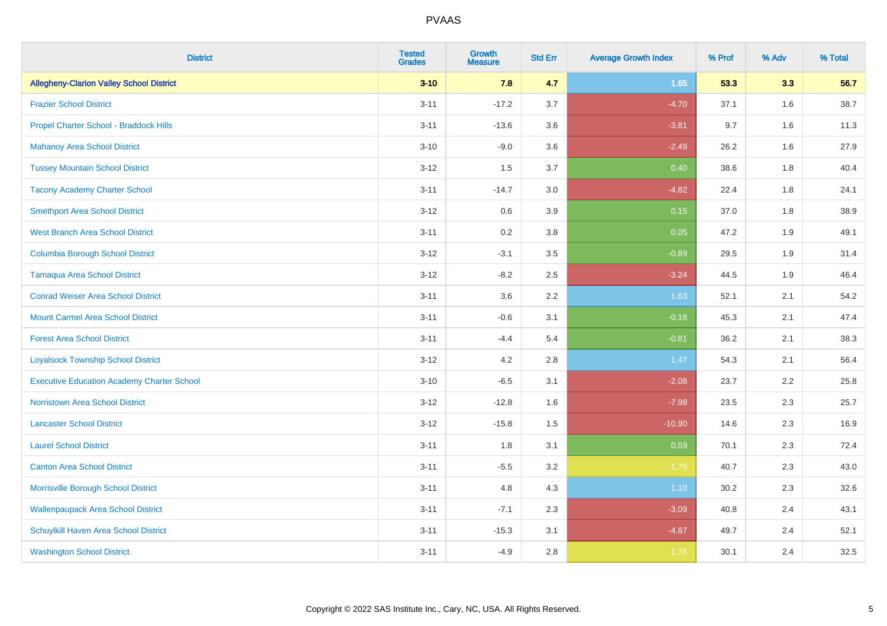# PVAAS

| District | Tested Grades | Growth Measure | Std Err | Average Growth Index | % Prof | % Adv | % Total |
|---|---|---|---|---|---|---|---|
| **Allegheny-Clarion Valley School District** | **3-10** | **7.8** | **4.7** | **1.65** | **53.3** | **3.3** | **56.7** |
| Frazier School District | 3-11 | -17.2 | 3.7 | -4.70 | 37.1 | 1.6 | 38.7 |
| Propel Charter School - Braddock Hills | 3-11 | -13.6 | 3.6 | -3.81 | 9.7 | 1.6 | 11.3 |
| Mahanoy Area School District | 3-10 | -9.0 | 3.6 | -2.49 | 26.2 | 1.6 | 27.9 |
| Tussey Mountain School District | 3-12 | 1.5 | 3.7 | 0.40 | 38.6 | 1.8 | 40.4 |
| Tacony Academy Charter School | 3-11 | -14.7 | 3.0 | -4.82 | 22.4 | 1.8 | 24.1 |
| Smethport Area School District | 3-12 | 0.6 | 3.9 | 0.15 | 37.0 | 1.8 | 38.9 |
| West Branch Area School District | 3-11 | 0.2 | 3.8 | 0.05 | 47.2 | 1.9 | 49.1 |
| Columbia Borough School District | 3-12 | -3.1 | 3.5 | -0.89 | 29.5 | 1.9 | 31.4 |
| Tamaqua Area School District | 3-12 | -8.2 | 2.5 | -3.24 | 44.5 | 1.9 | 46.4 |
| Conrad Weiser Area School District | 3-11 | 3.6 | 2.2 | 1.63 | 52.1 | 2.1 | 54.2 |
| Mount Carmel Area School District | 3-11 | -0.6 | 3.1 | -0.18 | 45.3 | 2.1 | 47.4 |
| Forest Area School District | 3-11 | -4.4 | 5.4 | -0.81 | 36.2 | 2.1 | 38.3 |
| Loyalsock Township School District | 3-12 | 4.2 | 2.8 | 1.47 | 54.3 | 2.1 | 56.4 |
| Executive Education Academy Charter School | 3-10 | -6.5 | 3.1 | -2.08 | 23.7 | 2.2 | 25.8 |
| Norristown Area School District | 3-12 | -12.8 | 1.6 | -7.98 | 23.5 | 2.3 | 25.7 |
| Lancaster School District | 3-12 | -15.8 | 1.5 | -10.90 | 14.6 | 2.3 | 16.9 |
| Laurel School District | 3-11 | 1.8 | 3.1 | 0.59 | 70.1 | 2.3 | 72.4 |
| Canton Area School District | 3-11 | -5.5 | 3.2 | -1.75 | 40.7 | 2.3 | 43.0 |
| Morrisville Borough School District | 3-11 | 4.8 | 4.3 | 1.10 | 30.2 | 2.3 | 32.6 |
| Wallenpaupack Area School District | 3-11 | -7.1 | 2.3 | -3.09 | 40.8 | 2.4 | 43.1 |
| Schuylkill Haven Area School District | 3-11 | -15.3 | 3.1 | -4.87 | 49.7 | 2.4 | 52.1 |
| Washington School District | 3-11 | -4.9 | 2.8 | -1.76 | 30.1 | 2.4 | 32.5 |

Copyright © 2022 SAS Institute Inc., Cary, NC, USA. All Rights Reserved.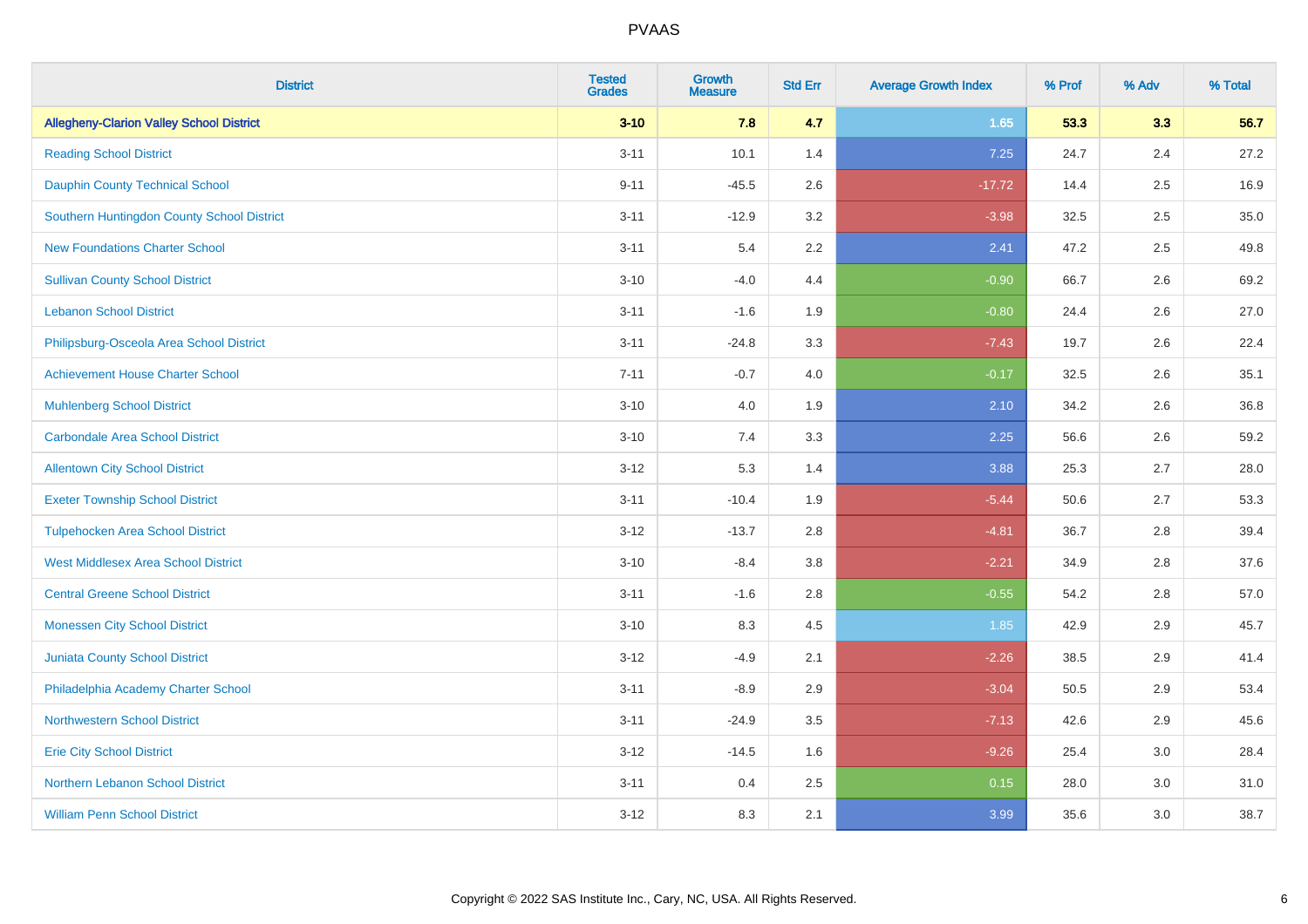# PVAAS

| District | Tested Grades | Growth Measure | Std Err | Average Growth Index | % Prof | % Adv | % Total |
|---|---|---|---|---|---|---|---|
| **Allegheny-Clarion Valley School District** | **3-10** | **7.8** | **4.7** | **1.65** | **53.3** | **3.3** | **56.7** |
| Reading School District | 3-11 | 10.1 | 1.4 | 7.25 | 24.7 | 2.4 | 27.2 |
| Dauphin County Technical School | 9-11 | -45.5 | 2.6 | -17.72 | 14.4 | 2.5 | 16.9 |
| Southern Huntingdon County School District | 3-11 | -12.9 | 3.2 | -3.98 | 32.5 | 2.5 | 35.0 |
| New Foundations Charter School | 3-11 | 5.4 | 2.2 | 2.41 | 47.2 | 2.5 | 49.8 |
| Sullivan County School District | 3-10 | -4.0 | 4.4 | -0.90 | 66.7 | 2.6 | 69.2 |
| Lebanon School District | 3-11 | -1.6 | 1.9 | -0.80 | 24.4 | 2.6 | 27.0 |
| Philipsburg-Osceola Area School District | 3-11 | -24.8 | 3.3 | -7.43 | 19.7 | 2.6 | 22.4 |
| Achievement House Charter School | 7-11 | -0.7 | 4.0 | -0.17 | 32.5 | 2.6 | 35.1 |
| Muhlenberg School District | 3-10 | 4.0 | 1.9 | 2.10 | 34.2 | 2.6 | 36.8 |
| Carbondale Area School District | 3-10 | 7.4 | 3.3 | 2.25 | 56.6 | 2.6 | 59.2 |
| Allentown City School District | 3-12 | 5.3 | 1.4 | 3.88 | 25.3 | 2.7 | 28.0 |
| Exeter Township School District | 3-11 | -10.4 | 1.9 | -5.44 | 50.6 | 2.7 | 53.3 |
| Tulpehocken Area School District | 3-12 | -13.7 | 2.8 | -4.81 | 36.7 | 2.8 | 39.4 |
| West Middlesex Area School District | 3-10 | -8.4 | 3.8 | -2.21 | 34.9 | 2.8 | 37.6 |
| Central Greene School District | 3-11 | -1.6 | 2.8 | -0.55 | 54.2 | 2.8 | 57.0 |
| Monessen City School District | 3-10 | 8.3 | 4.5 | 1.85 | 42.9 | 2.9 | 45.7 |
| Juniata County School District | 3-12 | -4.9 | 2.1 | -2.26 | 38.5 | 2.9 | 41.4 |
| Philadelphia Academy Charter School | 3-11 | -8.9 | 2.9 | -3.04 | 50.5 | 2.9 | 53.4 |
| Northwestern School District | 3-11 | -24.9 | 3.5 | -7.13 | 42.6 | 2.9 | 45.6 |
| Erie City School District | 3-12 | -14.5 | 1.6 | -9.26 | 25.4 | 3.0 | 28.4 |
| Northern Lebanon School District | 3-11 | 0.4 | 2.5 | 0.15 | 28.0 | 3.0 | 31.0 |
| William Penn School District | 3-12 | 8.3 | 2.1 | 3.99 | 35.6 | 3.0 | 38.7 |

Copyright © 2022 SAS Institute Inc., Cary, NC, USA. All Rights Reserved.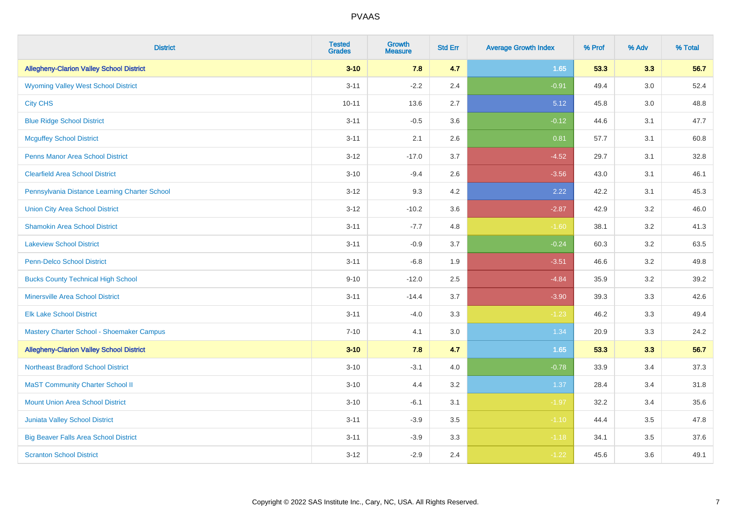# PVAAS

| District | Tested Grades | Growth Measure | Std Err | Average Growth Index | % Prof | % Adv | % Total |
|---|---|---|---|---|---|---|---|
| **Allegheny-Clarion Valley School District** | **3-10** | **7.8** | **4.7** | **1.65** | **53.3** | **3.3** | **56.7** |
| Wyoming Valley West School District | 3-11 | -2.2 | 2.4 | -0.91 | 49.4 | 3.0 | 52.4 |
| City CHS | 10-11 | 13.6 | 2.7 | 5.12 | 45.8 | 3.0 | 48.8 |
| Blue Ridge School District | 3-11 | -0.5 | 3.6 | -0.12 | 44.6 | 3.1 | 47.7 |
| Mcguffey School District | 3-11 | 2.1 | 2.6 | 0.81 | 57.7 | 3.1 | 60.8 |
| Penns Manor Area School District | 3-12 | -17.0 | 3.7 | -4.52 | 29.7 | 3.1 | 32.8 |
| Clearfield Area School District | 3-10 | -9.4 | 2.6 | -3.56 | 43.0 | 3.1 | 46.1 |
| Pennsylvania Distance Learning Charter School | 3-12 | 9.3 | 4.2 | 2.22 | 42.2 | 3.1 | 45.3 |
| Union City Area School District | 3-12 | -10.2 | 3.6 | -2.87 | 42.9 | 3.2 | 46.0 |
| Shamokin Area School District | 3-11 | -7.7 | 4.8 | -1.60 | 38.1 | 3.2 | 41.3 |
| Lakeview School District | 3-11 | -0.9 | 3.7 | -0.24 | 60.3 | 3.2 | 63.5 |
| Penn-Delco School District | 3-11 | -6.8 | 1.9 | -3.51 | 46.6 | 3.2 | 49.8 |
| Bucks County Technical High School | 9-10 | -12.0 | 2.5 | -4.84 | 35.9 | 3.2 | 39.2 |
| Minersville Area School District | 3-11 | -14.4 | 3.7 | -3.90 | 39.3 | 3.3 | 42.6 |
| Elk Lake School District | 3-11 | -4.0 | 3.3 | -1.23 | 46.2 | 3.3 | 49.4 |
| Mastery Charter School - Shoemaker Campus | 7-10 | 4.1 | 3.0 | 1.34 | 20.9 | 3.3 | 24.2 |
| **Allegheny-Clarion Valley School District** | **3-10** | **7.8** | **4.7** | **1.65** | **53.3** | **3.3** | **56.7** |
| Northeast Bradford School District | 3-10 | -3.1 | 4.0 | -0.78 | 33.9 | 3.4 | 37.3 |
| MaST Community Charter School II | 3-10 | 4.4 | 3.2 | 1.37 | 28.4 | 3.4 | 31.8 |
| Mount Union Area School District | 3-10 | -6.1 | 3.1 | -1.97 | 32.2 | 3.4 | 35.6 |
| Juniata Valley School District | 3-11 | -3.9 | 3.5 | -1.10 | 44.4 | 3.5 | 47.8 |
| Big Beaver Falls Area School District | 3-11 | -3.9 | 3.3 | -1.18 | 34.1 | 3.5 | 37.6 |
| Scranton School District | 3-12 | -2.9 | 2.4 | -1.22 | 45.6 | 3.6 | 49.1 |

Copyright © 2022 SAS Institute Inc., Cary, NC, USA. All Rights Reserved.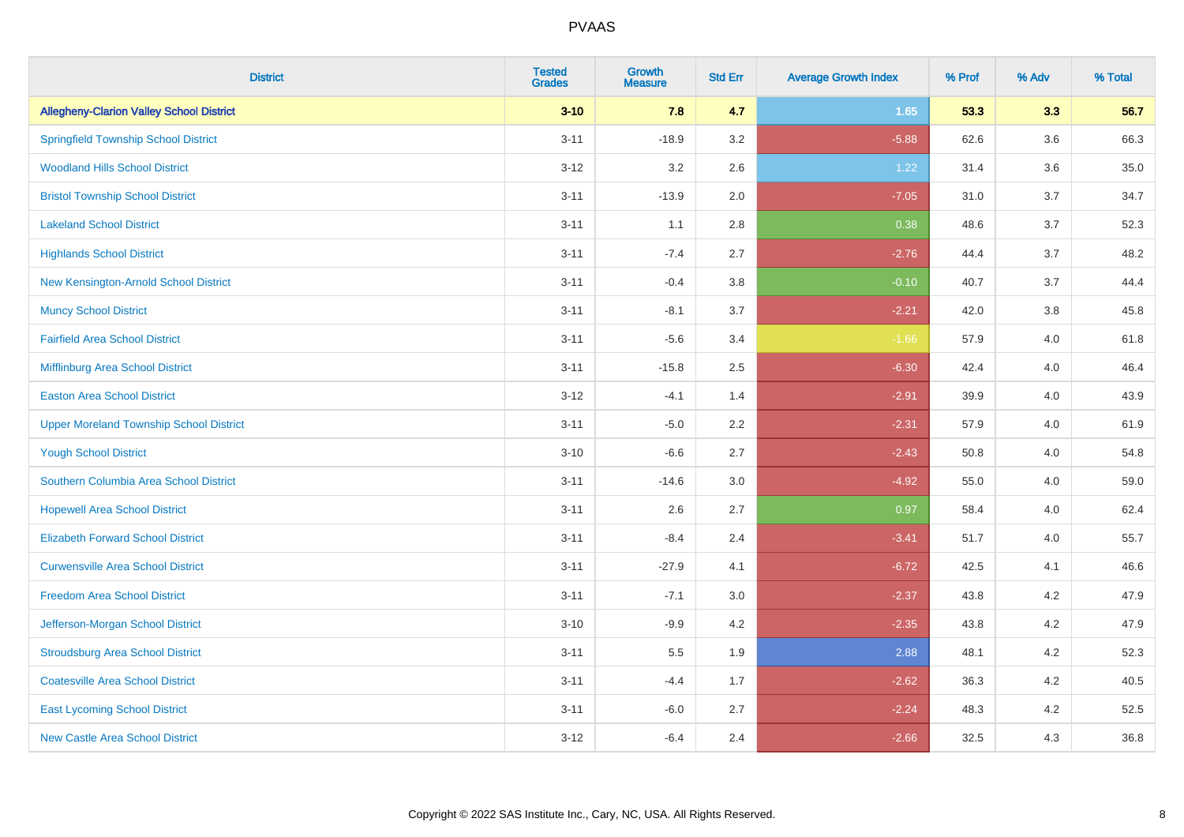PVAAS

| District | Tested Grades | Growth Measure | Std Err | Average Growth Index | % Prof | % Adv | % Total |
|---|---|---|---|---|---|---|---|
| **Allegheny-Clarion Valley School District** | **3-10** | **7.8** | **4.7** | **1.65** | **53.3** | **3.3** | **56.7** |
| Springfield Township School District | 3-11 | -18.9 | 3.2 | -5.88 | 62.6 | 3.6 | 66.3 |
| Woodland Hills School District | 3-12 | 3.2 | 2.6 | 1.22 | 31.4 | 3.6 | 35.0 |
| Bristol Township School District | 3-11 | -13.9 | 2.0 | -7.05 | 31.0 | 3.7 | 34.7 |
| Lakeland School District | 3-11 | 1.1 | 2.8 | 0.38 | 48.6 | 3.7 | 52.3 |
| Highlands School District | 3-11 | -7.4 | 2.7 | -2.76 | 44.4 | 3.7 | 48.2 |
| New Kensington-Arnold School District | 3-11 | -0.4 | 3.8 | -0.10 | 40.7 | 3.7 | 44.4 |
| Muncy School District | 3-11 | -8.1 | 3.7 | -2.21 | 42.0 | 3.8 | 45.8 |
| Fairfield Area School District | 3-11 | -5.6 | 3.4 | -1.66 | 57.9 | 4.0 | 61.8 |
| Mifflinburg Area School District | 3-11 | -15.8 | 2.5 | -6.30 | 42.4 | 4.0 | 46.4 |
| Easton Area School District | 3-12 | -4.1 | 1.4 | -2.91 | 39.9 | 4.0 | 43.9 |
| Upper Moreland Township School District | 3-11 | -5.0 | 2.2 | -2.31 | 57.9 | 4.0 | 61.9 |
| Yough School District | 3-10 | -6.6 | 2.7 | -2.43 | 50.8 | 4.0 | 54.8 |
| Southern Columbia Area School District | 3-11 | -14.6 | 3.0 | -4.92 | 55.0 | 4.0 | 59.0 |
| Hopewell Area School District | 3-11 | 2.6 | 2.7 | 0.97 | 58.4 | 4.0 | 62.4 |
| Elizabeth Forward School District | 3-11 | -8.4 | 2.4 | -3.41 | 51.7 | 4.0 | 55.7 |
| Curwensville Area School District | 3-11 | -27.9 | 4.1 | -6.72 | 42.5 | 4.1 | 46.6 |
| Freedom Area School District | 3-11 | -7.1 | 3.0 | -2.37 | 43.8 | 4.2 | 47.9 |
| Jefferson-Morgan School District | 3-10 | -9.9 | 4.2 | -2.35 | 43.8 | 4.2 | 47.9 |
| Stroudsburg Area School District | 3-11 | 5.5 | 1.9 | 2.88 | 48.1 | 4.2 | 52.3 |
| Coatesville Area School District | 3-11 | -4.4 | 1.7 | -2.62 | 36.3 | 4.2 | 40.5 |
| East Lycoming School District | 3-11 | -6.0 | 2.7 | -2.24 | 48.3 | 4.2 | 52.5 |
| New Castle Area School District | 3-12 | -6.4 | 2.4 | -2.66 | 32.5 | 4.3 | 36.8 |

Copyright © 2022 SAS Institute Inc., Cary, NC, USA. All Rights Reserved.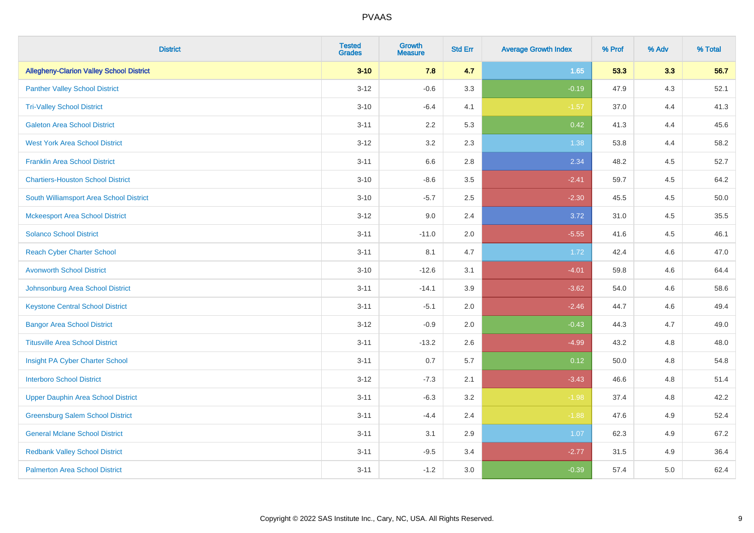| District | Tested Grades | Growth Measure | Std Err | Average Growth Index | % Prof | % Adv | % Total |
|---|---|---|---|---|---|---|---|
| **Allegheny-Clarion Valley School District** | **3-10** | **7.8** | **4.7** | **1.65** | **53.3** | **3.3** | **56.7** |
| Panther Valley School District | 3-12 | -0.6 | 3.3 | -0.19 | 47.9 | 4.3 | 52.1 |
| Tri-Valley School District | 3-10 | -6.4 | 4.1 | -1.57 | 37.0 | 4.4 | 41.3 |
| Galeton Area School District | 3-11 | 2.2 | 5.3 | 0.42 | 41.3 | 4.4 | 45.6 |
| West York Area School District | 3-12 | 3.2 | 2.3 | 1.38 | 53.8 | 4.4 | 58.2 |
| Franklin Area School District | 3-11 | 6.6 | 2.8 | 2.34 | 48.2 | 4.5 | 52.7 |
| Chartiers-Houston School District | 3-10 | -8.6 | 3.5 | -2.41 | 59.7 | 4.5 | 64.2 |
| South Williamsport Area School District | 3-10 | -5.7 | 2.5 | -2.30 | 45.5 | 4.5 | 50.0 |
| Mckeesport Area School District | 3-12 | 9.0 | 2.4 | 3.72 | 31.0 | 4.5 | 35.5 |
| Solanco School District | 3-11 | -11.0 | 2.0 | -5.55 | 41.6 | 4.5 | 46.1 |
| Reach Cyber Charter School | 3-11 | 8.1 | 4.7 | 1.72 | 42.4 | 4.6 | 47.0 |
| Avonworth School District | 3-10 | -12.6 | 3.1 | -4.01 | 59.8 | 4.6 | 64.4 |
| Johnsonburg Area School District | 3-11 | -14.1 | 3.9 | -3.62 | 54.0 | 4.6 | 58.6 |
| Keystone Central School District | 3-11 | -5.1 | 2.0 | -2.46 | 44.7 | 4.6 | 49.4 |
| Bangor Area School District | 3-12 | -0.9 | 2.0 | -0.43 | 44.3 | 4.7 | 49.0 |
| Titusville Area School District | 3-11 | -13.2 | 2.6 | -4.99 | 43.2 | 4.8 | 48.0 |
| Insight PA Cyber Charter School | 3-11 | 0.7 | 5.7 | 0.12 | 50.0 | 4.8 | 54.8 |
| Interboro School District | 3-12 | -7.3 | 2.1 | -3.43 | 46.6 | 4.8 | 51.4 |
| Upper Dauphin Area School District | 3-11 | -6.3 | 3.2 | -1.98 | 37.4 | 4.8 | 42.2 |
| Greensburg Salem School District | 3-11 | -4.4 | 2.4 | -1.88 | 47.6 | 4.9 | 52.4 |
| General Mclane School District | 3-11 | 3.1 | 2.9 | 1.07 | 62.3 | 4.9 | 67.2 |
| Redbank Valley School District | 3-11 | -9.5 | 3.4 | -2.77 | 31.5 | 4.9 | 36.4 |
| Palmerton Area School District | 3-11 | -1.2 | 3.0 | -0.39 | 57.4 | 5.0 | 62.4 |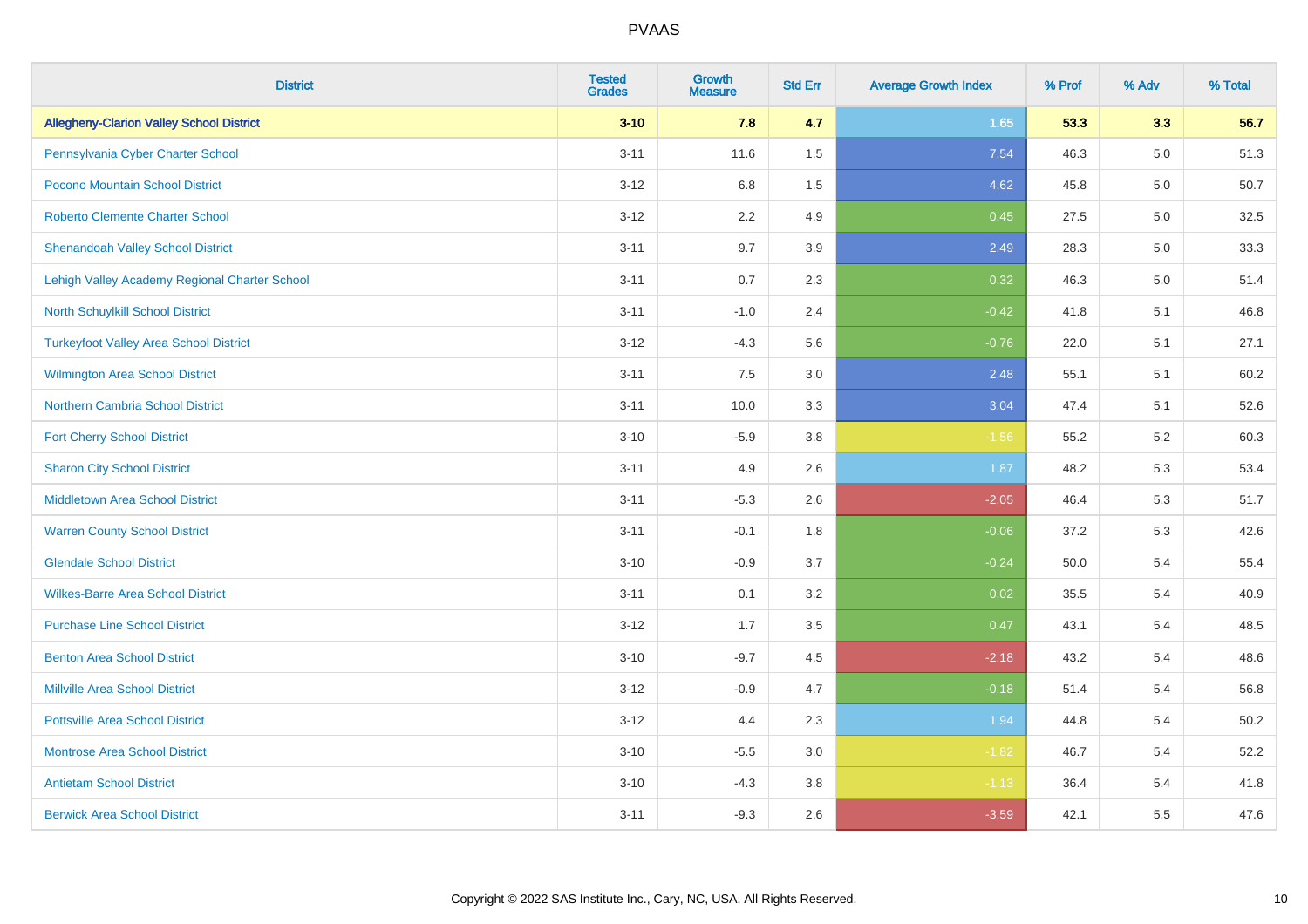# PVAAS

| District | Tested Grades | Growth Measure | Std Err | Average Growth Index | % Prof | % Adv | % Total |
|---|---|---|---|---|---|---|---|
| **Allegheny-Clarion Valley School District** | **3-10** | **7.8** | **4.7** | **1.65** | **53.3** | **3.3** | **56.7** |
| Pennsylvania Cyber Charter School | 3-11 | 11.6 | 1.5 | 7.54 | 46.3 | 5.0 | 51.3 |
| Pocono Mountain School District | 3-12 | 6.8 | 1.5 | 4.62 | 45.8 | 5.0 | 50.7 |
| Roberto Clemente Charter School | 3-12 | 2.2 | 4.9 | 0.45 | 27.5 | 5.0 | 32.5 |
| Shenandoah Valley School District | 3-11 | 9.7 | 3.9 | 2.49 | 28.3 | 5.0 | 33.3 |
| Lehigh Valley Academy Regional Charter School | 3-11 | 0.7 | 2.3 | 0.32 | 46.3 | 5.0 | 51.4 |
| North Schuylkill School District | 3-11 | -1.0 | 2.4 | -0.42 | 41.8 | 5.1 | 46.8 |
| Turkeyfoot Valley Area School District | 3-12 | -4.3 | 5.6 | -0.76 | 22.0 | 5.1 | 27.1 |
| Wilmington Area School District | 3-11 | 7.5 | 3.0 | 2.48 | 55.1 | 5.1 | 60.2 |
| Northern Cambria School District | 3-11 | 10.0 | 3.3 | 3.04 | 47.4 | 5.1 | 52.6 |
| Fort Cherry School District | 3-10 | -5.9 | 3.8 | -1.56 | 55.2 | 5.2 | 60.3 |
| Sharon City School District | 3-11 | 4.9 | 2.6 | 1.87 | 48.2 | 5.3 | 53.4 |
| Middletown Area School District | 3-11 | -5.3 | 2.6 | -2.05 | 46.4 | 5.3 | 51.7 |
| Warren County School District | 3-11 | -0.1 | 1.8 | -0.06 | 37.2 | 5.3 | 42.6 |
| Glendale School District | 3-10 | -0.9 | 3.7 | -0.24 | 50.0 | 5.4 | 55.4 |
| Wilkes-Barre Area School District | 3-11 | 0.1 | 3.2 | 0.02 | 35.5 | 5.4 | 40.9 |
| Purchase Line School District | 3-12 | 1.7 | 3.5 | 0.47 | 43.1 | 5.4 | 48.5 |
| Benton Area School District | 3-10 | -9.7 | 4.5 | -2.18 | 43.2 | 5.4 | 48.6 |
| Millville Area School District | 3-12 | -0.9 | 4.7 | -0.18 | 51.4 | 5.4 | 56.8 |
| Pottsville Area School District | 3-12 | 4.4 | 2.3 | 1.94 | 44.8 | 5.4 | 50.2 |
| Montrose Area School District | 3-10 | -5.5 | 3.0 | -1.82 | 46.7 | 5.4 | 52.2 |
| Antietam School District | 3-10 | -4.3 | 3.8 | -1.13 | 36.4 | 5.4 | 41.8 |
| Berwick Area School District | 3-11 | -9.3 | 2.6 | -3.59 | 42.1 | 5.5 | 47.6 |

Copyright © 2022 SAS Institute Inc., Cary, NC, USA. All Rights Reserved.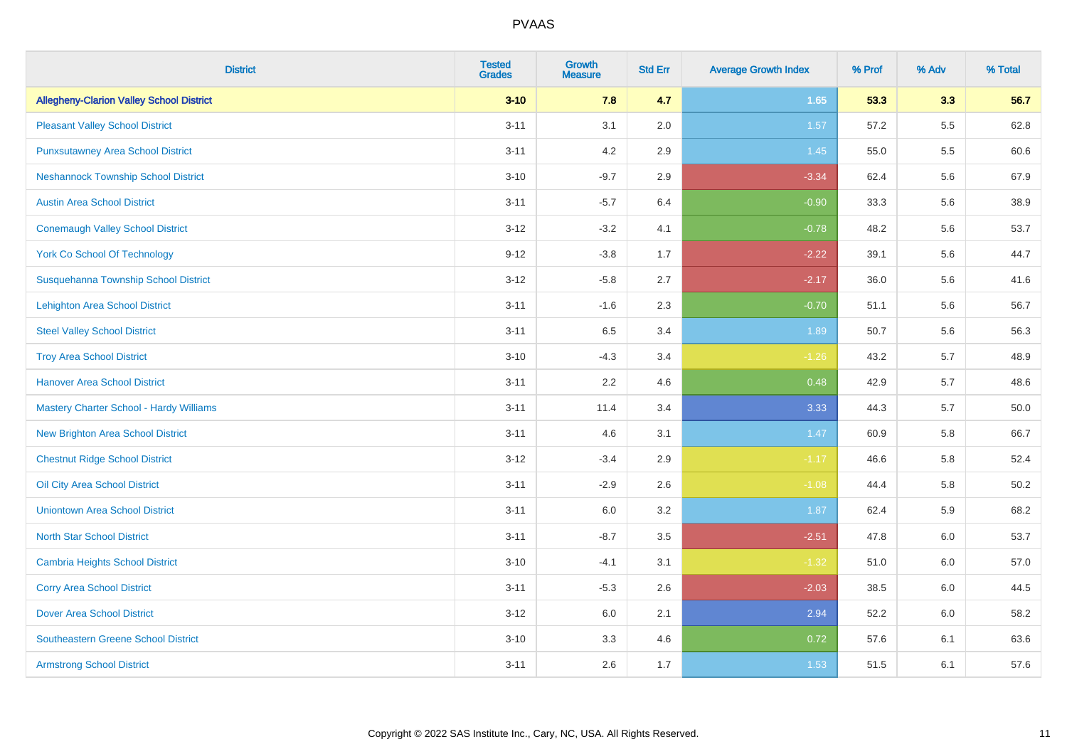| District | Tested Grades | Growth Measure | Std Err | Average Growth Index | % Prof | % Adv | % Total |
|---|---|---|---|---|---|---|---|
| **Allegheny-Clarion Valley School District** | **3-10** | **7.8** | **4.7** | **1.65** | **53.3** | **3.3** | **56.7** |
| Pleasant Valley School District | 3-11 | 3.1 | 2.0 | 1.57 | 57.2 | 5.5 | 62.8 |
| Punxsutawney Area School District | 3-11 | 4.2 | 2.9 | 1.45 | 55.0 | 5.5 | 60.6 |
| Neshannock Township School District | 3-10 | -9.7 | 2.9 | -3.34 | 62.4 | 5.6 | 67.9 |
| Austin Area School District | 3-11 | -5.7 | 6.4 | -0.90 | 33.3 | 5.6 | 38.9 |
| Conemaugh Valley School District | 3-12 | -3.2 | 4.1 | -0.78 | 48.2 | 5.6 | 53.7 |
| York Co School Of Technology | 9-12 | -3.8 | 1.7 | -2.22 | 39.1 | 5.6 | 44.7 |
| Susquehanna Township School District | 3-12 | -5.8 | 2.7 | -2.17 | 36.0 | 5.6 | 41.6 |
| Lehighton Area School District | 3-11 | -1.6 | 2.3 | -0.70 | 51.1 | 5.6 | 56.7 |
| Steel Valley School District | 3-11 | 6.5 | 3.4 | 1.89 | 50.7 | 5.6 | 56.3 |
| Troy Area School District | 3-10 | -4.3 | 3.4 | -1.26 | 43.2 | 5.7 | 48.9 |
| Hanover Area School District | 3-11 | 2.2 | 4.6 | 0.48 | 42.9 | 5.7 | 48.6 |
| Mastery Charter School - Hardy Williams | 3-11 | 11.4 | 3.4 | 3.33 | 44.3 | 5.7 | 50.0 |
| New Brighton Area School District | 3-11 | 4.6 | 3.1 | 1.47 | 60.9 | 5.8 | 66.7 |
| Chestnut Ridge School District | 3-12 | -3.4 | 2.9 | -1.17 | 46.6 | 5.8 | 52.4 |
| Oil City Area School District | 3-11 | -2.9 | 2.6 | -1.08 | 44.4 | 5.8 | 50.2 |
| Uniontown Area School District | 3-11 | 6.0 | 3.2 | 1.87 | 62.4 | 5.9 | 68.2 |
| North Star School District | 3-11 | -8.7 | 3.5 | -2.51 | 47.8 | 6.0 | 53.7 |
| Cambria Heights School District | 3-10 | -4.1 | 3.1 | -1.32 | 51.0 | 6.0 | 57.0 |
| Corry Area School District | 3-11 | -5.3 | 2.6 | -2.03 | 38.5 | 6.0 | 44.5 |
| Dover Area School District | 3-12 | 6.0 | 2.1 | 2.94 | 52.2 | 6.0 | 58.2 |
| Southeastern Greene School District | 3-10 | 3.3 | 4.6 | 0.72 | 57.6 | 6.1 | 63.6 |
| Armstrong School District | 3-11 | 2.6 | 1.7 | 1.53 | 51.5 | 6.1 | 57.6 |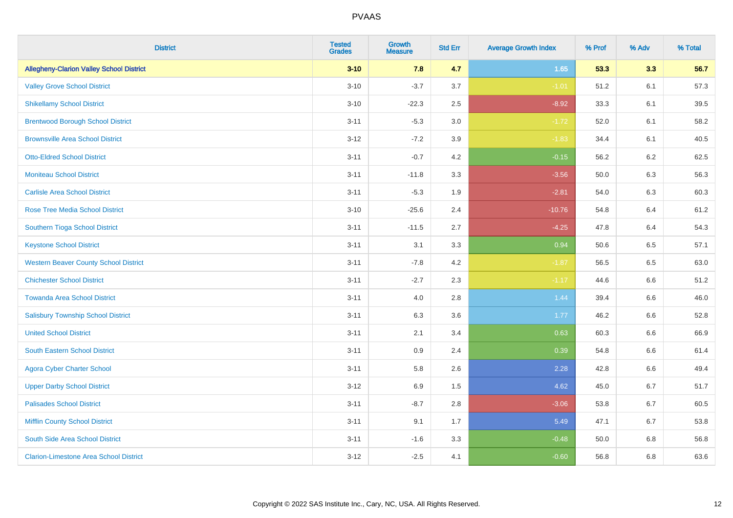# PVAAS

| District | Tested Grades | Growth Measure | Std Err | Average Growth Index | % Prof | % Adv | % Total |
|---|---|---|---|---|---|---|---|
| **Allegheny-Clarion Valley School District** | **3-10** | **7.8** | **4.7** | **1.65** | **53.3** | **3.3** | **56.7** |
| Valley Grove School District | 3-10 | -3.7 | 3.7 | -1.01 | 51.2 | 6.1 | 57.3 |
| Shikellamy School District | 3-10 | -22.3 | 2.5 | -8.92 | 33.3 | 6.1 | 39.5 |
| Brentwood Borough School District | 3-11 | -5.3 | 3.0 | -1.72 | 52.0 | 6.1 | 58.2 |
| Brownsville Area School District | 3-12 | -7.2 | 3.9 | -1.83 | 34.4 | 6.1 | 40.5 |
| Otto-Eldred School District | 3-11 | -0.7 | 4.2 | -0.15 | 56.2 | 6.2 | 62.5 |
| Moniteau School District | 3-11 | -11.8 | 3.3 | -3.56 | 50.0 | 6.3 | 56.3 |
| Carlisle Area School District | 3-11 | -5.3 | 1.9 | -2.81 | 54.0 | 6.3 | 60.3 |
| Rose Tree Media School District | 3-10 | -25.6 | 2.4 | -10.76 | 54.8 | 6.4 | 61.2 |
| Southern Tioga School District | 3-11 | -11.5 | 2.7 | -4.25 | 47.8 | 6.4 | 54.3 |
| Keystone School District | 3-11 | 3.1 | 3.3 | 0.94 | 50.6 | 6.5 | 57.1 |
| Western Beaver County School District | 3-11 | -7.8 | 4.2 | -1.87 | 56.5 | 6.5 | 63.0 |
| Chichester School District | 3-11 | -2.7 | 2.3 | -1.17 | 44.6 | 6.6 | 51.2 |
| Towanda Area School District | 3-11 | 4.0 | 2.8 | 1.44 | 39.4 | 6.6 | 46.0 |
| Salisbury Township School District | 3-11 | 6.3 | 3.6 | 1.77 | 46.2 | 6.6 | 52.8 |
| United School District | 3-11 | 2.1 | 3.4 | 0.63 | 60.3 | 6.6 | 66.9 |
| South Eastern School District | 3-11 | 0.9 | 2.4 | 0.39 | 54.8 | 6.6 | 61.4 |
| Agora Cyber Charter School | 3-11 | 5.8 | 2.6 | 2.28 | 42.8 | 6.6 | 49.4 |
| Upper Darby School District | 3-12 | 6.9 | 1.5 | 4.62 | 45.0 | 6.7 | 51.7 |
| Palisades School District | 3-11 | -8.7 | 2.8 | -3.06 | 53.8 | 6.7 | 60.5 |
| Mifflin County School District | 3-11 | 9.1 | 1.7 | 5.49 | 47.1 | 6.7 | 53.8 |
| South Side Area School District | 3-11 | -1.6 | 3.3 | -0.48 | 50.0 | 6.8 | 56.8 |
| Clarion-Limestone Area School District | 3-12 | -2.5 | 4.1 | -0.60 | 56.8 | 6.8 | 63.6 |

Copyright © 2022 SAS Institute Inc., Cary, NC, USA. All Rights Reserved.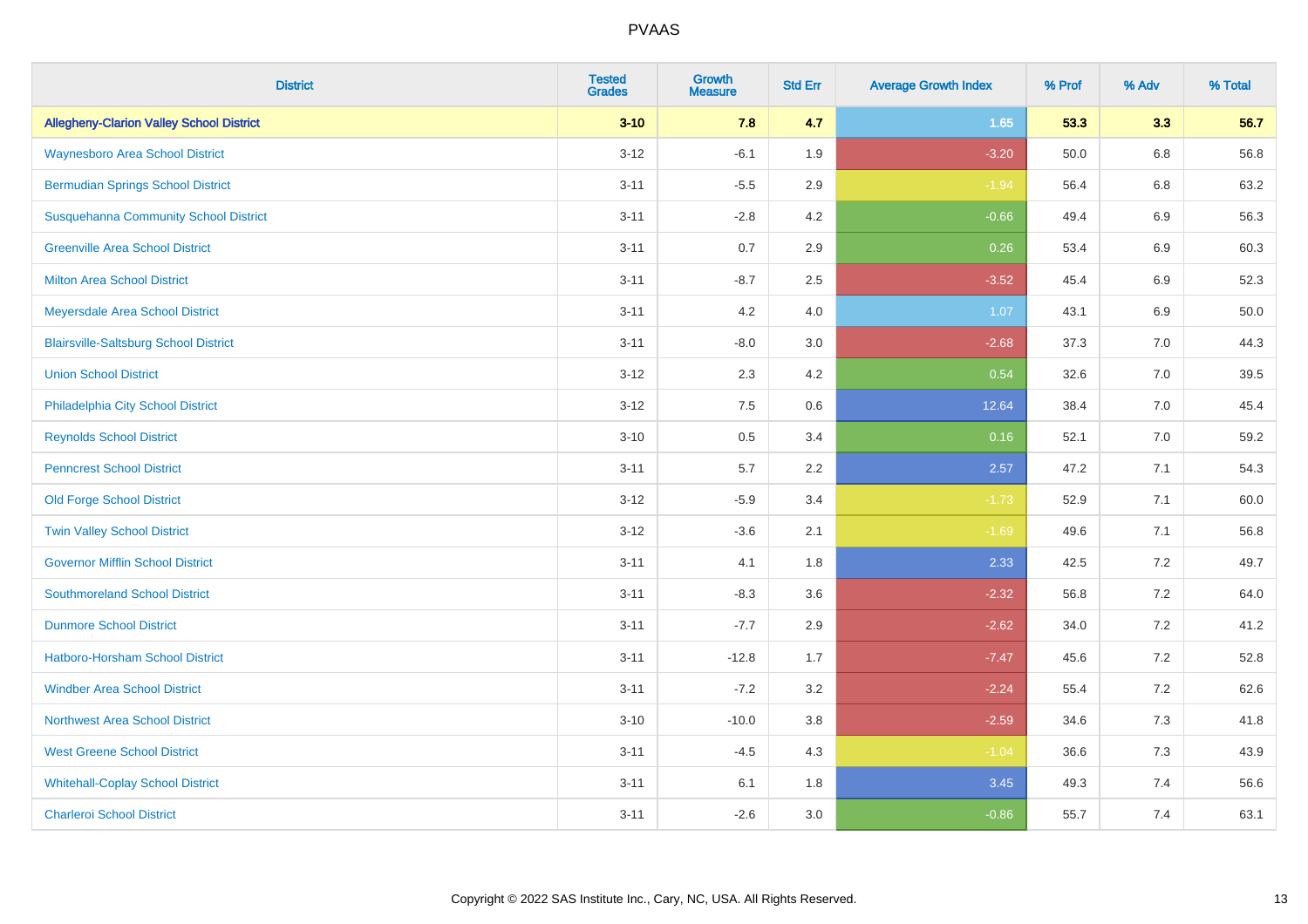| District | Tested Grades | Growth Measure | Std Err | Average Growth Index | % Prof | % Adv | % Total |
|---|---|---|---|---|---|---|---|
| **Allegheny-Clarion Valley School District** | **3-10** | **7.8** | **4.7** | **1.65** | **53.3** | **3.3** | **56.7** |
| Waynesboro Area School District | 3-12 | -6.1 | 1.9 | -3.20 | 50.0 | 6.8 | 56.8 |
| Bermudian Springs School District | 3-11 | -5.5 | 2.9 | -1.94 | 56.4 | 6.8 | 63.2 |
| Susquehanna Community School District | 3-11 | -2.8 | 4.2 | -0.66 | 49.4 | 6.9 | 56.3 |
| Greenville Area School District | 3-11 | 0.7 | 2.9 | 0.26 | 53.4 | 6.9 | 60.3 |
| Milton Area School District | 3-11 | -8.7 | 2.5 | -3.52 | 45.4 | 6.9 | 52.3 |
| Meyersdale Area School District | 3-11 | 4.2 | 4.0 | 1.07 | 43.1 | 6.9 | 50.0 |
| Blairsville-Saltsburg School District | 3-11 | -8.0 | 3.0 | -2.68 | 37.3 | 7.0 | 44.3 |
| Union School District | 3-12 | 2.3 | 4.2 | 0.54 | 32.6 | 7.0 | 39.5 |
| Philadelphia City School District | 3-12 | 7.5 | 0.6 | 12.64 | 38.4 | 7.0 | 45.4 |
| Reynolds School District | 3-10 | 0.5 | 3.4 | 0.16 | 52.1 | 7.0 | 59.2 |
| Penncrest School District | 3-11 | 5.7 | 2.2 | 2.57 | 47.2 | 7.1 | 54.3 |
| Old Forge School District | 3-12 | -5.9 | 3.4 | -1.73 | 52.9 | 7.1 | 60.0 |
| Twin Valley School District | 3-12 | -3.6 | 2.1 | -1.69 | 49.6 | 7.1 | 56.8 |
| Governor Mifflin School District | 3-11 | 4.1 | 1.8 | 2.33 | 42.5 | 7.2 | 49.7 |
| Southmoreland School District | 3-11 | -8.3 | 3.6 | -2.32 | 56.8 | 7.2 | 64.0 |
| Dunmore School District | 3-11 | -7.7 | 2.9 | -2.62 | 34.0 | 7.2 | 41.2 |
| Hatboro-Horsham School District | 3-11 | -12.8 | 1.7 | -7.47 | 45.6 | 7.2 | 52.8 |
| Windber Area School District | 3-11 | -7.2 | 3.2 | -2.24 | 55.4 | 7.2 | 62.6 |
| Northwest Area School District | 3-10 | -10.0 | 3.8 | -2.59 | 34.6 | 7.3 | 41.8 |
| West Greene School District | 3-11 | -4.5 | 4.3 | -1.04 | 36.6 | 7.3 | 43.9 |
| Whitehall-Coplay School District | 3-11 | 6.1 | 1.8 | 3.45 | 49.3 | 7.4 | 56.6 |
| Charleroi School District | 3-11 | -2.6 | 3.0 | -0.86 | 55.7 | 7.4 | 63.1 |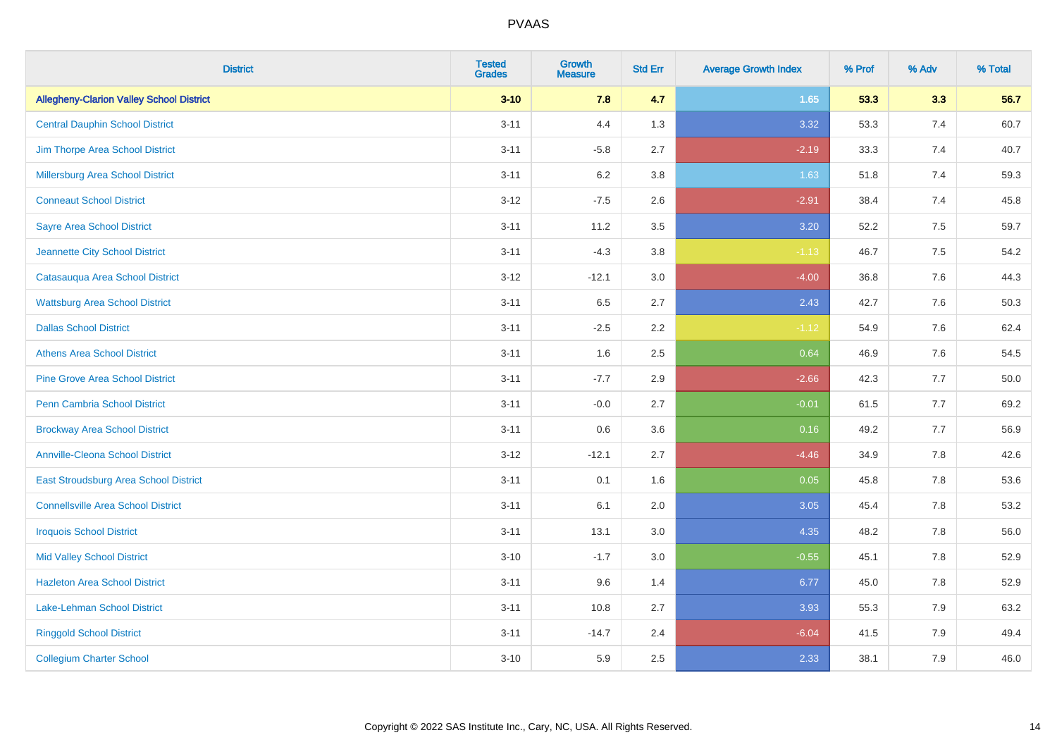| District | Tested Grades | Growth Measure | Std Err | Average Growth Index | % Prof | % Adv | % Total |
|---|---|---|---|---|---|---|---|
| **Allegheny-Clarion Valley School District** | **3-10** | **7.8** | **4.7** | **1.65** | **53.3** | **3.3** | **56.7** |
| Central Dauphin School District | 3-11 | 4.4 | 1.3 | 3.32 | 53.3 | 7.4 | 60.7 |
| Jim Thorpe Area School District | 3-11 | -5.8 | 2.7 | -2.19 | 33.3 | 7.4 | 40.7 |
| Millersburg Area School District | 3-11 | 6.2 | 3.8 | 1.63 | 51.8 | 7.4 | 59.3 |
| Conneaut School District | 3-12 | -7.5 | 2.6 | -2.91 | 38.4 | 7.4 | 45.8 |
| Sayre Area School District | 3-11 | 11.2 | 3.5 | 3.20 | 52.2 | 7.5 | 59.7 |
| Jeannette City School District | 3-11 | -4.3 | 3.8 | -1.13 | 46.7 | 7.5 | 54.2 |
| Catasauqua Area School District | 3-12 | -12.1 | 3.0 | -4.00 | 36.8 | 7.6 | 44.3 |
| Wattsburg Area School District | 3-11 | 6.5 | 2.7 | 2.43 | 42.7 | 7.6 | 50.3 |
| Dallas School District | 3-11 | -2.5 | 2.2 | -1.12 | 54.9 | 7.6 | 62.4 |
| Athens Area School District | 3-11 | 1.6 | 2.5 | 0.64 | 46.9 | 7.6 | 54.5 |
| Pine Grove Area School District | 3-11 | -7.7 | 2.9 | -2.66 | 42.3 | 7.7 | 50.0 |
| Penn Cambria School District | 3-11 | -0.0 | 2.7 | -0.01 | 61.5 | 7.7 | 69.2 |
| Brockway Area School District | 3-11 | 0.6 | 3.6 | 0.16 | 49.2 | 7.7 | 56.9 |
| Annville-Cleona School District | 3-12 | -12.1 | 2.7 | -4.46 | 34.9 | 7.8 | 42.6 |
| East Stroudsburg Area School District | 3-11 | 0.1 | 1.6 | 0.05 | 45.8 | 7.8 | 53.6 |
| Connellsville Area School District | 3-11 | 6.1 | 2.0 | 3.05 | 45.4 | 7.8 | 53.2 |
| Iroquois School District | 3-11 | 13.1 | 3.0 | 4.35 | 48.2 | 7.8 | 56.0 |
| Mid Valley School District | 3-10 | -1.7 | 3.0 | -0.55 | 45.1 | 7.8 | 52.9 |
| Hazleton Area School District | 3-11 | 9.6 | 1.4 | 6.77 | 45.0 | 7.8 | 52.9 |
| Lake-Lehman School District | 3-11 | 10.8 | 2.7 | 3.93 | 55.3 | 7.9 | 63.2 |
| Ringgold School District | 3-11 | -14.7 | 2.4 | -6.04 | 41.5 | 7.9 | 49.4 |
| Collegium Charter School | 3-10 | 5.9 | 2.5 | 2.33 | 38.1 | 7.9 | 46.0 |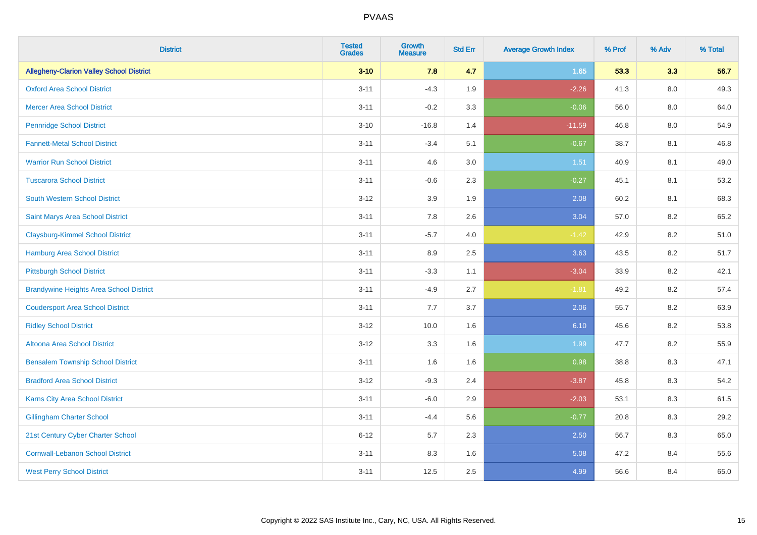# PVAAS

| District | Tested Grades | Growth Measure | Std Err | Average Growth Index | % Prof | % Adv | % Total |
|---|---|---|---|---|---|---|---|
| **Allegheny-Clarion Valley School District** | **3-10** | **7.8** | **4.7** | **1.65** | **53.3** | **3.3** | **56.7** |
| Oxford Area School District | 3-11 | -4.3 | 1.9 | -2.26 | 41.3 | 8.0 | 49.3 |
| Mercer Area School District | 3-11 | -0.2 | 3.3 | -0.06 | 56.0 | 8.0 | 64.0 |
| Pennridge School District | 3-10 | -16.8 | 1.4 | -11.59 | 46.8 | 8.0 | 54.9 |
| Fannett-Metal School District | 3-11 | -3.4 | 5.1 | -0.67 | 38.7 | 8.1 | 46.8 |
| Warrior Run School District | 3-11 | 4.6 | 3.0 | 1.51 | 40.9 | 8.1 | 49.0 |
| Tuscarora School District | 3-11 | -0.6 | 2.3 | -0.27 | 45.1 | 8.1 | 53.2 |
| South Western School District | 3-12 | 3.9 | 1.9 | 2.08 | 60.2 | 8.1 | 68.3 |
| Saint Marys Area School District | 3-11 | 7.8 | 2.6 | 3.04 | 57.0 | 8.2 | 65.2 |
| Claysburg-Kimmel School District | 3-11 | -5.7 | 4.0 | -1.42 | 42.9 | 8.2 | 51.0 |
| Hamburg Area School District | 3-11 | 8.9 | 2.5 | 3.63 | 43.5 | 8.2 | 51.7 |
| Pittsburgh School District | 3-11 | -3.3 | 1.1 | -3.04 | 33.9 | 8.2 | 42.1 |
| Brandywine Heights Area School District | 3-11 | -4.9 | 2.7 | -1.81 | 49.2 | 8.2 | 57.4 |
| Coudersport Area School District | 3-11 | 7.7 | 3.7 | 2.06 | 55.7 | 8.2 | 63.9 |
| Ridley School District | 3-12 | 10.0 | 1.6 | 6.10 | 45.6 | 8.2 | 53.8 |
| Altoona Area School District | 3-12 | 3.3 | 1.6 | 1.99 | 47.7 | 8.2 | 55.9 |
| Bensalem Township School District | 3-11 | 1.6 | 1.6 | 0.98 | 38.8 | 8.3 | 47.1 |
| Bradford Area School District | 3-12 | -9.3 | 2.4 | -3.87 | 45.8 | 8.3 | 54.2 |
| Karns City Area School District | 3-11 | -6.0 | 2.9 | -2.03 | 53.1 | 8.3 | 61.5 |
| Gillingham Charter School | 3-11 | -4.4 | 5.6 | -0.77 | 20.8 | 8.3 | 29.2 |
| 21st Century Cyber Charter School | 6-12 | 5.7 | 2.3 | 2.50 | 56.7 | 8.3 | 65.0 |
| Cornwall-Lebanon School District | 3-11 | 8.3 | 1.6 | 5.08 | 47.2 | 8.4 | 55.6 |
| West Perry School District | 3-11 | 12.5 | 2.5 | 4.99 | 56.6 | 8.4 | 65.0 |

Copyright © 2022 SAS Institute Inc., Cary, NC, USA. All Rights Reserved.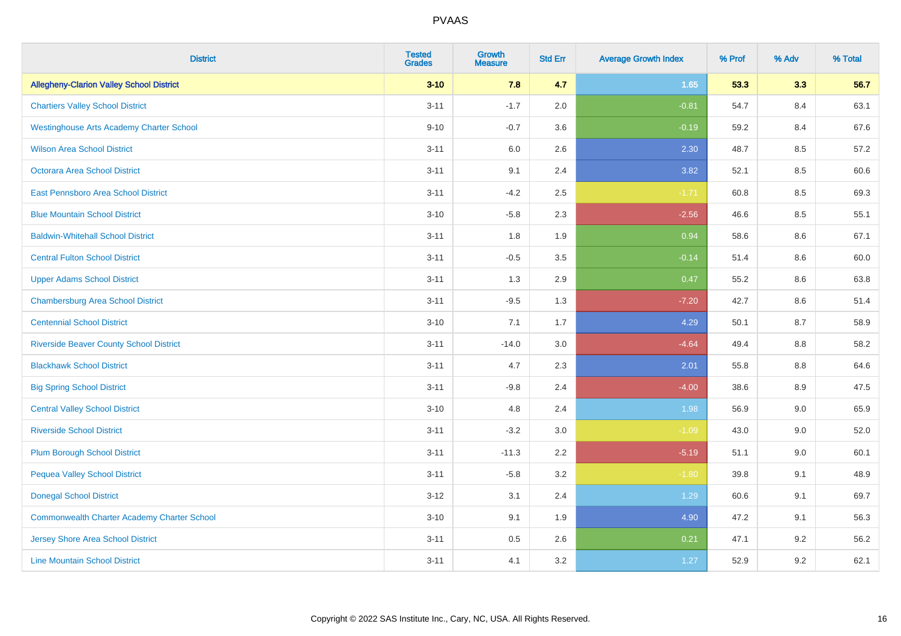# PVAAS

| District | Tested Grades | Growth Measure | Std Err | Average Growth Index | % Prof | % Adv | % Total |
|---|---|---|---|---|---|---|---|
| **Allegheny-Clarion Valley School District** | **3-10** | **7.8** | **4.7** | **1.65** | **53.3** | **3.3** | **56.7** |
| Chartiers Valley School District | 3-11 | -1.7 | 2.0 | -0.81 | 54.7 | 8.4 | 63.1 |
| Westinghouse Arts Academy Charter School | 9-10 | -0.7 | 3.6 | -0.19 | 59.2 | 8.4 | 67.6 |
| Wilson Area School District | 3-11 | 6.0 | 2.6 | 2.30 | 48.7 | 8.5 | 57.2 |
| Octorara Area School District | 3-11 | 9.1 | 2.4 | 3.82 | 52.1 | 8.5 | 60.6 |
| East Pennsboro Area School District | 3-11 | -4.2 | 2.5 | -1.71 | 60.8 | 8.5 | 69.3 |
| Blue Mountain School District | 3-10 | -5.8 | 2.3 | -2.56 | 46.6 | 8.5 | 55.1 |
| Baldwin-Whitehall School District | 3-11 | 1.8 | 1.9 | 0.94 | 58.6 | 8.6 | 67.1 |
| Central Fulton School District | 3-11 | -0.5 | 3.5 | -0.14 | 51.4 | 8.6 | 60.0 |
| Upper Adams School District | 3-11 | 1.3 | 2.9 | 0.47 | 55.2 | 8.6 | 63.8 |
| Chambersburg Area School District | 3-11 | -9.5 | 1.3 | -7.20 | 42.7 | 8.6 | 51.4 |
| Centennial School District | 3-10 | 7.1 | 1.7 | 4.29 | 50.1 | 8.7 | 58.9 |
| Riverside Beaver County School District | 3-11 | -14.0 | 3.0 | -4.64 | 49.4 | 8.8 | 58.2 |
| Blackhawk School District | 3-11 | 4.7 | 2.3 | 2.01 | 55.8 | 8.8 | 64.6 |
| Big Spring School District | 3-11 | -9.8 | 2.4 | -4.00 | 38.6 | 8.9 | 47.5 |
| Central Valley School District | 3-10 | 4.8 | 2.4 | 1.98 | 56.9 | 9.0 | 65.9 |
| Riverside School District | 3-11 | -3.2 | 3.0 | -1.09 | 43.0 | 9.0 | 52.0 |
| Plum Borough School District | 3-11 | -11.3 | 2.2 | -5.19 | 51.1 | 9.0 | 60.1 |
| Pequea Valley School District | 3-11 | -5.8 | 3.2 | -1.80 | 39.8 | 9.1 | 48.9 |
| Donegal School District | 3-12 | 3.1 | 2.4 | 1.29 | 60.6 | 9.1 | 69.7 |
| Commonwealth Charter Academy Charter School | 3-10 | 9.1 | 1.9 | 4.90 | 47.2 | 9.1 | 56.3 |
| Jersey Shore Area School District | 3-11 | 0.5 | 2.6 | 0.21 | 47.1 | 9.2 | 56.2 |
| Line Mountain School District | 3-11 | 4.1 | 3.2 | 1.27 | 52.9 | 9.2 | 62.1 |

Copyright © 2022 SAS Institute Inc., Cary, NC, USA. All Rights Reserved.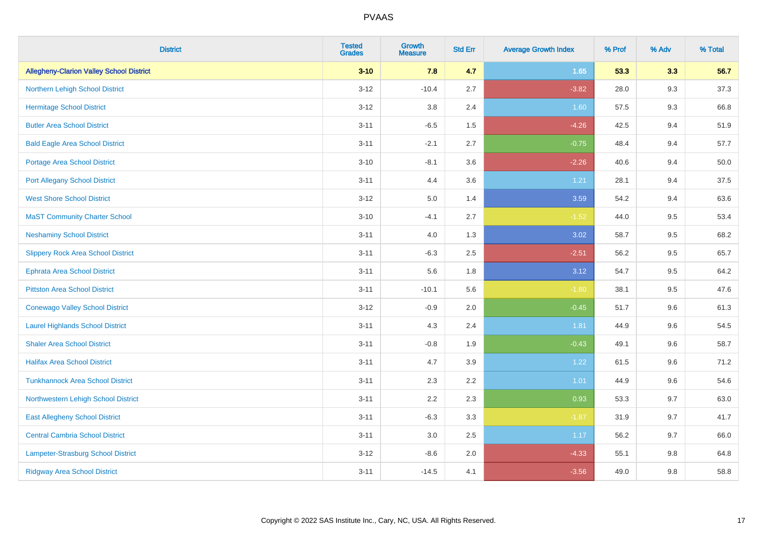| District | Tested Grades | Growth Measure | Std Err | Average Growth Index | % Prof | % Adv | % Total |
|---|---|---|---|---|---|---|---|
| **Allegheny-Clarion Valley School District** | **3-10** | **7.8** | **4.7** | **1.65** | **53.3** | **3.3** | **56.7** |
| Northern Lehigh School District | 3-12 | -10.4 | 2.7 | -3.82 | 28.0 | 9.3 | 37.3 |
| Hermitage School District | 3-12 | 3.8 | 2.4 | 1.60 | 57.5 | 9.3 | 66.8 |
| Butler Area School District | 3-11 | -6.5 | 1.5 | -4.26 | 42.5 | 9.4 | 51.9 |
| Bald Eagle Area School District | 3-11 | -2.1 | 2.7 | -0.75 | 48.4 | 9.4 | 57.7 |
| Portage Area School District | 3-10 | -8.1 | 3.6 | -2.26 | 40.6 | 9.4 | 50.0 |
| Port Allegany School District | 3-11 | 4.4 | 3.6 | 1.21 | 28.1 | 9.4 | 37.5 |
| West Shore School District | 3-12 | 5.0 | 1.4 | 3.59 | 54.2 | 9.4 | 63.6 |
| MaST Community Charter School | 3-10 | -4.1 | 2.7 | -1.52 | 44.0 | 9.5 | 53.4 |
| Neshaminy School District | 3-11 | 4.0 | 1.3 | 3.02 | 58.7 | 9.5 | 68.2 |
| Slippery Rock Area School District | 3-11 | -6.3 | 2.5 | -2.51 | 56.2 | 9.5 | 65.7 |
| Ephrata Area School District | 3-11 | 5.6 | 1.8 | 3.12 | 54.7 | 9.5 | 64.2 |
| Pittston Area School District | 3-11 | -10.1 | 5.6 | -1.80 | 38.1 | 9.5 | 47.6 |
| Conewago Valley School District | 3-12 | -0.9 | 2.0 | -0.45 | 51.7 | 9.6 | 61.3 |
| Laurel Highlands School District | 3-11 | 4.3 | 2.4 | 1.81 | 44.9 | 9.6 | 54.5 |
| Shaler Area School District | 3-11 | -0.8 | 1.9 | -0.43 | 49.1 | 9.6 | 58.7 |
| Halifax Area School District | 3-11 | 4.7 | 3.9 | 1.22 | 61.5 | 9.6 | 71.2 |
| Tunkhannock Area School District | 3-11 | 2.3 | 2.2 | 1.01 | 44.9 | 9.6 | 54.6 |
| Northwestern Lehigh School District | 3-11 | 2.2 | 2.3 | 0.93 | 53.3 | 9.7 | 63.0 |
| East Allegheny School District | 3-11 | -6.3 | 3.3 | -1.87 | 31.9 | 9.7 | 41.7 |
| Central Cambria School District | 3-11 | 3.0 | 2.5 | 1.17 | 56.2 | 9.7 | 66.0 |
| Lampeter-Strasburg School District | 3-12 | -8.6 | 2.0 | -4.33 | 55.1 | 9.8 | 64.8 |
| Ridgway Area School District | 3-11 | -14.5 | 4.1 | -3.56 | 49.0 | 9.8 | 58.8 |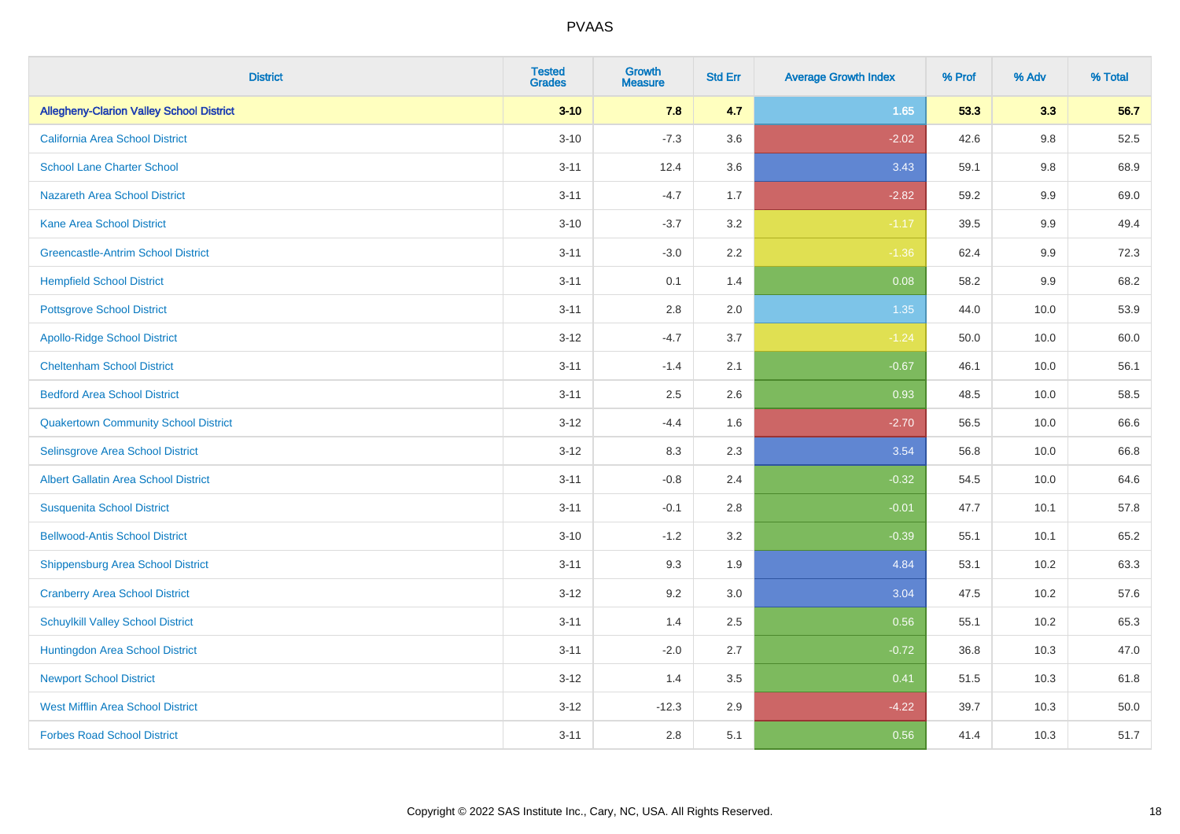| District | Tested Grades | Growth Measure | Std Err | Average Growth Index | % Prof | % Adv | % Total |
|---|---|---|---|---|---|---|---|
| **Allegheny-Clarion Valley School District** | **3-10** | **7.8** | **4.7** | **1.65** | **53.3** | **3.3** | **56.7** |
| California Area School District | 3-10 | -7.3 | 3.6 | -2.02 | 42.6 | 9.8 | 52.5 |
| School Lane Charter School | 3-11 | 12.4 | 3.6 | 3.43 | 59.1 | 9.8 | 68.9 |
| Nazareth Area School District | 3-11 | -4.7 | 1.7 | -2.82 | 59.2 | 9.9 | 69.0 |
| Kane Area School District | 3-10 | -3.7 | 3.2 | -1.17 | 39.5 | 9.9 | 49.4 |
| Greencastle-Antrim School District | 3-11 | -3.0 | 2.2 | -1.36 | 62.4 | 9.9 | 72.3 |
| Hempfield School District | 3-11 | 0.1 | 1.4 | 0.08 | 58.2 | 9.9 | 68.2 |
| Pottsgrove School District | 3-11 | 2.8 | 2.0 | 1.35 | 44.0 | 10.0 | 53.9 |
| Apollo-Ridge School District | 3-12 | -4.7 | 3.7 | -1.24 | 50.0 | 10.0 | 60.0 |
| Cheltenham School District | 3-11 | -1.4 | 2.1 | -0.67 | 46.1 | 10.0 | 56.1 |
| Bedford Area School District | 3-11 | 2.5 | 2.6 | 0.93 | 48.5 | 10.0 | 58.5 |
| Quakertown Community School District | 3-12 | -4.4 | 1.6 | -2.70 | 56.5 | 10.0 | 66.6 |
| Selinsgrove Area School District | 3-12 | 8.3 | 2.3 | 3.54 | 56.8 | 10.0 | 66.8 |
| Albert Gallatin Area School District | 3-11 | -0.8 | 2.4 | -0.32 | 54.5 | 10.0 | 64.6 |
| Susquenita School District | 3-11 | -0.1 | 2.8 | -0.01 | 47.7 | 10.1 | 57.8 |
| Bellwood-Antis School District | 3-10 | -1.2 | 3.2 | -0.39 | 55.1 | 10.1 | 65.2 |
| Shippensburg Area School District | 3-11 | 9.3 | 1.9 | 4.84 | 53.1 | 10.2 | 63.3 |
| Cranberry Area School District | 3-12 | 9.2 | 3.0 | 3.04 | 47.5 | 10.2 | 57.6 |
| Schuylkill Valley School District | 3-11 | 1.4 | 2.5 | 0.56 | 55.1 | 10.2 | 65.3 |
| Huntingdon Area School District | 3-11 | -2.0 | 2.7 | -0.72 | 36.8 | 10.3 | 47.0 |
| Newport School District | 3-12 | 1.4 | 3.5 | 0.41 | 51.5 | 10.3 | 61.8 |
| West Mifflin Area School District | 3-12 | -12.3 | 2.9 | -4.22 | 39.7 | 10.3 | 50.0 |
| Forbes Road School District | 3-11 | 2.8 | 5.1 | 0.56 | 41.4 | 10.3 | 51.7 |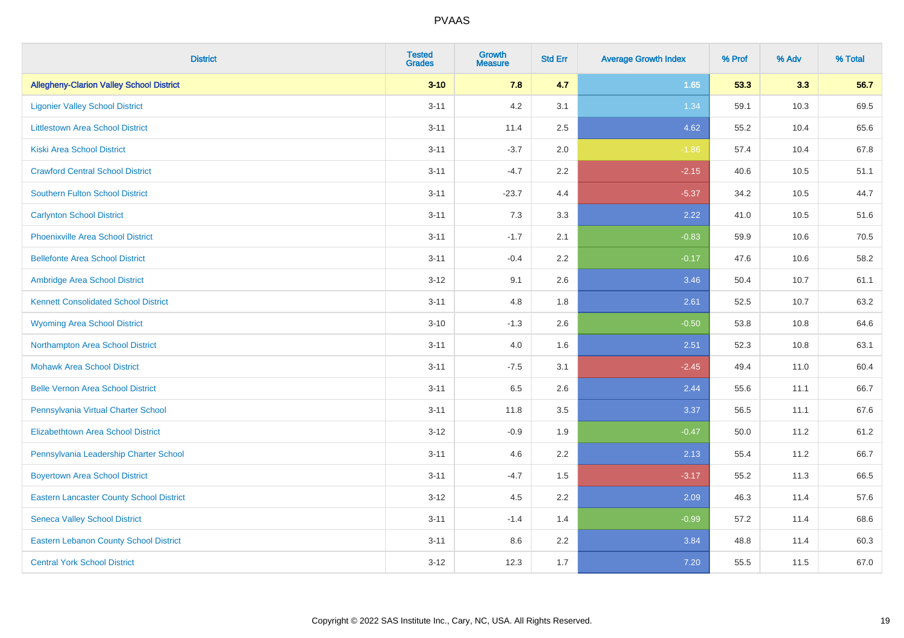# PVAAS

| District | Tested Grades | Growth Measure | Std Err | Average Growth Index | % Prof | % Adv | % Total |
|---|---|---|---|---|---|---|---|
| **Allegheny-Clarion Valley School District** | **3-10** | **7.8** | **4.7** | **1.65** | **53.3** | **3.3** | **56.7** |
| Ligonier Valley School District | 3-11 | 4.2 | 3.1 | 1.34 | 59.1 | 10.3 | 69.5 |
| Littlestown Area School District | 3-11 | 11.4 | 2.5 | 4.62 | 55.2 | 10.4 | 65.6 |
| Kiski Area School District | 3-11 | -3.7 | 2.0 | -1.86 | 57.4 | 10.4 | 67.8 |
| Crawford Central School District | 3-11 | -4.7 | 2.2 | -2.15 | 40.6 | 10.5 | 51.1 |
| Southern Fulton School District | 3-11 | -23.7 | 4.4 | -5.37 | 34.2 | 10.5 | 44.7 |
| Carlynton School District | 3-11 | 7.3 | 3.3 | 2.22 | 41.0 | 10.5 | 51.6 |
| Phoenixville Area School District | 3-11 | -1.7 | 2.1 | -0.83 | 59.9 | 10.6 | 70.5 |
| Bellefonte Area School District | 3-11 | -0.4 | 2.2 | -0.17 | 47.6 | 10.6 | 58.2 |
| Ambridge Area School District | 3-12 | 9.1 | 2.6 | 3.46 | 50.4 | 10.7 | 61.1 |
| Kennett Consolidated School District | 3-11 | 4.8 | 1.8 | 2.61 | 52.5 | 10.7 | 63.2 |
| Wyoming Area School District | 3-10 | -1.3 | 2.6 | -0.50 | 53.8 | 10.8 | 64.6 |
| Northampton Area School District | 3-11 | 4.0 | 1.6 | 2.51 | 52.3 | 10.8 | 63.1 |
| Mohawk Area School District | 3-11 | -7.5 | 3.1 | -2.45 | 49.4 | 11.0 | 60.4 |
| Belle Vernon Area School District | 3-11 | 6.5 | 2.6 | 2.44 | 55.6 | 11.1 | 66.7 |
| Pennsylvania Virtual Charter School | 3-11 | 11.8 | 3.5 | 3.37 | 56.5 | 11.1 | 67.6 |
| Elizabethtown Area School District | 3-12 | -0.9 | 1.9 | -0.47 | 50.0 | 11.2 | 61.2 |
| Pennsylvania Leadership Charter School | 3-11 | 4.6 | 2.2 | 2.13 | 55.4 | 11.2 | 66.7 |
| Boyertown Area School District | 3-11 | -4.7 | 1.5 | -3.17 | 55.2 | 11.3 | 66.5 |
| Eastern Lancaster County School District | 3-12 | 4.5 | 2.2 | 2.09 | 46.3 | 11.4 | 57.6 |
| Seneca Valley School District | 3-11 | -1.4 | 1.4 | -0.99 | 57.2 | 11.4 | 68.6 |
| Eastern Lebanon County School District | 3-11 | 8.6 | 2.2 | 3.84 | 48.8 | 11.4 | 60.3 |
| Central York School District | 3-12 | 12.3 | 1.7 | 7.20 | 55.5 | 11.5 | 67.0 |

Copyright © 2022 SAS Institute Inc., Cary, NC, USA. All Rights Reserved.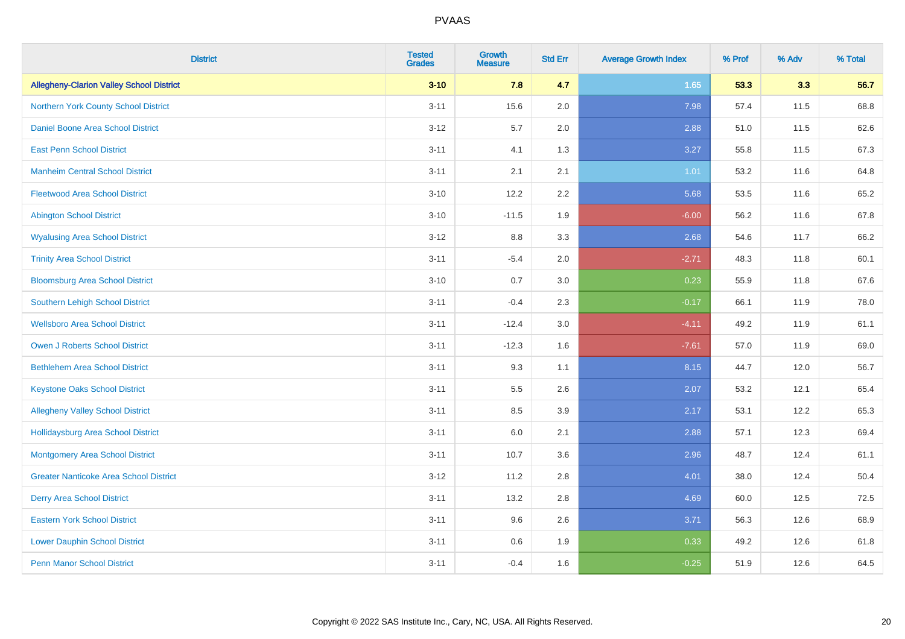# PVAAS

| District | Tested Grades | Growth Measure | Std Err | Average Growth Index | % Prof | % Adv | % Total |
|---|---|---|---|---|---|---|---|
| **Allegheny-Clarion Valley School District** | **3-10** | **7.8** | **4.7** | **1.65** | **53.3** | **3.3** | **56.7** |
| Northern York County School District | 3-11 | 15.6 | 2.0 | 7.98 | 57.4 | 11.5 | 68.8 |
| Daniel Boone Area School District | 3-12 | 5.7 | 2.0 | 2.88 | 51.0 | 11.5 | 62.6 |
| East Penn School District | 3-11 | 4.1 | 1.3 | 3.27 | 55.8 | 11.5 | 67.3 |
| Manheim Central School District | 3-11 | 2.1 | 2.1 | 1.01 | 53.2 | 11.6 | 64.8 |
| Fleetwood Area School District | 3-10 | 12.2 | 2.2 | 5.68 | 53.5 | 11.6 | 65.2 |
| Abington School District | 3-10 | -11.5 | 1.9 | -6.00 | 56.2 | 11.6 | 67.8 |
| Wyalusing Area School District | 3-12 | 8.8 | 3.3 | 2.68 | 54.6 | 11.7 | 66.2 |
| Trinity Area School District | 3-11 | -5.4 | 2.0 | -2.71 | 48.3 | 11.8 | 60.1 |
| Bloomsburg Area School District | 3-10 | 0.7 | 3.0 | 0.23 | 55.9 | 11.8 | 67.6 |
| Southern Lehigh School District | 3-11 | -0.4 | 2.3 | -0.17 | 66.1 | 11.9 | 78.0 |
| Wellsboro Area School District | 3-11 | -12.4 | 3.0 | -4.11 | 49.2 | 11.9 | 61.1 |
| Owen J Roberts School District | 3-11 | -12.3 | 1.6 | -7.61 | 57.0 | 11.9 | 69.0 |
| Bethlehem Area School District | 3-11 | 9.3 | 1.1 | 8.15 | 44.7 | 12.0 | 56.7 |
| Keystone Oaks School District | 3-11 | 5.5 | 2.6 | 2.07 | 53.2 | 12.1 | 65.4 |
| Allegheny Valley School District | 3-11 | 8.5 | 3.9 | 2.17 | 53.1 | 12.2 | 65.3 |
| Hollidaysburg Area School District | 3-11 | 6.0 | 2.1 | 2.88 | 57.1 | 12.3 | 69.4 |
| Montgomery Area School District | 3-11 | 10.7 | 3.6 | 2.96 | 48.7 | 12.4 | 61.1 |
| Greater Nanticoke Area School District | 3-12 | 11.2 | 2.8 | 4.01 | 38.0 | 12.4 | 50.4 |
| Derry Area School District | 3-11 | 13.2 | 2.8 | 4.69 | 60.0 | 12.5 | 72.5 |
| Eastern York School District | 3-11 | 9.6 | 2.6 | 3.71 | 56.3 | 12.6 | 68.9 |
| Lower Dauphin School District | 3-11 | 0.6 | 1.9 | 0.33 | 49.2 | 12.6 | 61.8 |
| Penn Manor School District | 3-11 | -0.4 | 1.6 | -0.25 | 51.9 | 12.6 | 64.5 |

Copyright © 2022 SAS Institute Inc., Cary, NC, USA. All Rights Reserved.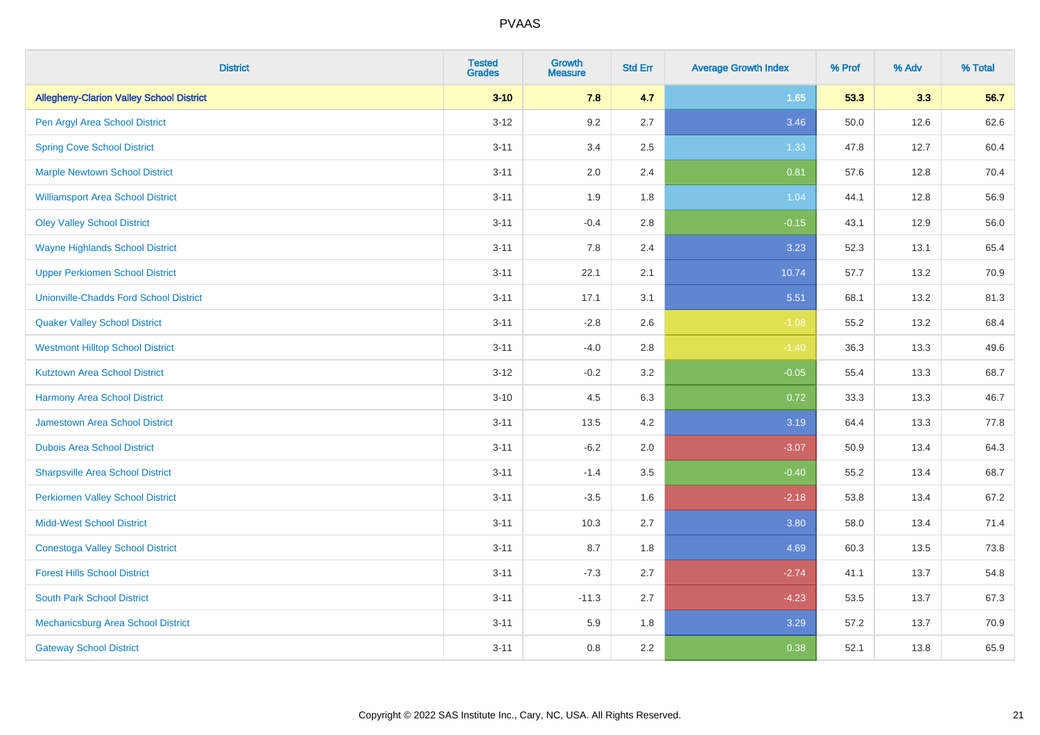| District | Tested Grades | Growth Measure | Std Err | Average Growth Index | % Prof | % Adv | % Total |
|---|---|---|---|---|---|---|---|
| **Allegheny-Clarion Valley School District** | **3-10** | **7.8** | **4.7** | **1.65** | **53.3** | **3.3** | **56.7** |
| Pen Argyl Area School District | 3-12 | 9.2 | 2.7 | 3.46 | 50.0 | 12.6 | 62.6 |
| Spring Cove School District | 3-11 | 3.4 | 2.5 | 1.33 | 47.8 | 12.7 | 60.4 |
| Marple Newtown School District | 3-11 | 2.0 | 2.4 | 0.81 | 57.6 | 12.8 | 70.4 |
| Williamsport Area School District | 3-11 | 1.9 | 1.8 | 1.04 | 44.1 | 12.8 | 56.9 |
| Oley Valley School District | 3-11 | -0.4 | 2.8 | -0.15 | 43.1 | 12.9 | 56.0 |
| Wayne Highlands School District | 3-11 | 7.8 | 2.4 | 3.23 | 52.3 | 13.1 | 65.4 |
| Upper Perkiomen School District | 3-11 | 22.1 | 2.1 | 10.74 | 57.7 | 13.2 | 70.9 |
| Unionville-Chadds Ford School District | 3-11 | 17.1 | 3.1 | 5.51 | 68.1 | 13.2 | 81.3 |
| Quaker Valley School District | 3-11 | -2.8 | 2.6 | -1.08 | 55.2 | 13.2 | 68.4 |
| Westmont Hilltop School District | 3-11 | -4.0 | 2.8 | -1.40 | 36.3 | 13.3 | 49.6 |
| Kutztown Area School District | 3-12 | -0.2 | 3.2 | -0.05 | 55.4 | 13.3 | 68.7 |
| Harmony Area School District | 3-10 | 4.5 | 6.3 | 0.72 | 33.3 | 13.3 | 46.7 |
| Jamestown Area School District | 3-11 | 13.5 | 4.2 | 3.19 | 64.4 | 13.3 | 77.8 |
| Dubois Area School District | 3-11 | -6.2 | 2.0 | -3.07 | 50.9 | 13.4 | 64.3 |
| Sharpsville Area School District | 3-11 | -1.4 | 3.5 | -0.40 | 55.2 | 13.4 | 68.7 |
| Perkiomen Valley School District | 3-11 | -3.5 | 1.6 | -2.18 | 53.8 | 13.4 | 67.2 |
| Midd-West School District | 3-11 | 10.3 | 2.7 | 3.80 | 58.0 | 13.4 | 71.4 |
| Conestoga Valley School District | 3-11 | 8.7 | 1.8 | 4.69 | 60.3 | 13.5 | 73.8 |
| Forest Hills School District | 3-11 | -7.3 | 2.7 | -2.74 | 41.1 | 13.7 | 54.8 |
| South Park School District | 3-11 | -11.3 | 2.7 | -4.23 | 53.5 | 13.7 | 67.3 |
| Mechanicsburg Area School District | 3-11 | 5.9 | 1.8 | 3.29 | 57.2 | 13.7 | 70.9 |
| Gateway School District | 3-11 | 0.8 | 2.2 | 0.38 | 52.1 | 13.8 | 65.9 |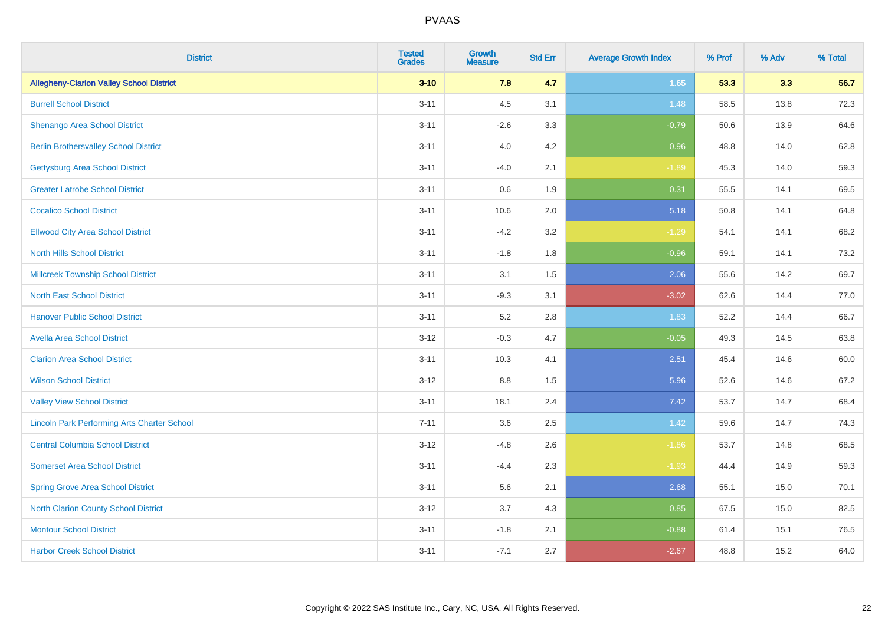# PVAAS

| District | Tested Grades | Growth Measure | Std Err | Average Growth Index | % Prof | % Adv | % Total |
|---|---|---|---|---|---|---|---|
| **Allegheny-Clarion Valley School District** | **3-10** | **7.8** | **4.7** | **1.65** | **53.3** | **3.3** | **56.7** |
| Burrell School District | 3-11 | 4.5 | 3.1 | 1.48 | 58.5 | 13.8 | 72.3 |
| Shenango Area School District | 3-11 | -2.6 | 3.3 | -0.79 | 50.6 | 13.9 | 64.6 |
| Berlin Brothersvalley School District | 3-11 | 4.0 | 4.2 | 0.96 | 48.8 | 14.0 | 62.8 |
| Gettysburg Area School District | 3-11 | -4.0 | 2.1 | -1.89 | 45.3 | 14.0 | 59.3 |
| Greater Latrobe School District | 3-11 | 0.6 | 1.9 | 0.31 | 55.5 | 14.1 | 69.5 |
| Cocalico School District | 3-11 | 10.6 | 2.0 | 5.18 | 50.8 | 14.1 | 64.8 |
| Ellwood City Area School District | 3-11 | -4.2 | 3.2 | -1.29 | 54.1 | 14.1 | 68.2 |
| North Hills School District | 3-11 | -1.8 | 1.8 | -0.96 | 59.1 | 14.1 | 73.2 |
| Millcreek Township School District | 3-11 | 3.1 | 1.5 | 2.06 | 55.6 | 14.2 | 69.7 |
| North East School District | 3-11 | -9.3 | 3.1 | -3.02 | 62.6 | 14.4 | 77.0 |
| Hanover Public School District | 3-11 | 5.2 | 2.8 | 1.83 | 52.2 | 14.4 | 66.7 |
| Avella Area School District | 3-12 | -0.3 | 4.7 | -0.05 | 49.3 | 14.5 | 63.8 |
| Clarion Area School District | 3-11 | 10.3 | 4.1 | 2.51 | 45.4 | 14.6 | 60.0 |
| Wilson School District | 3-12 | 8.8 | 1.5 | 5.96 | 52.6 | 14.6 | 67.2 |
| Valley View School District | 3-11 | 18.1 | 2.4 | 7.42 | 53.7 | 14.7 | 68.4 |
| Lincoln Park Performing Arts Charter School | 7-11 | 3.6 | 2.5 | 1.42 | 59.6 | 14.7 | 74.3 |
| Central Columbia School District | 3-12 | -4.8 | 2.6 | -1.86 | 53.7 | 14.8 | 68.5 |
| Somerset Area School District | 3-11 | -4.4 | 2.3 | -1.93 | 44.4 | 14.9 | 59.3 |
| Spring Grove Area School District | 3-11 | 5.6 | 2.1 | 2.68 | 55.1 | 15.0 | 70.1 |
| North Clarion County School District | 3-12 | 3.7 | 4.3 | 0.85 | 67.5 | 15.0 | 82.5 |
| Montour School District | 3-11 | -1.8 | 2.1 | -0.88 | 61.4 | 15.1 | 76.5 |
| Harbor Creek School District | 3-11 | -7.1 | 2.7 | -2.67 | 48.8 | 15.2 | 64.0 |

Copyright © 2022 SAS Institute Inc., Cary, NC, USA. All Rights Reserved.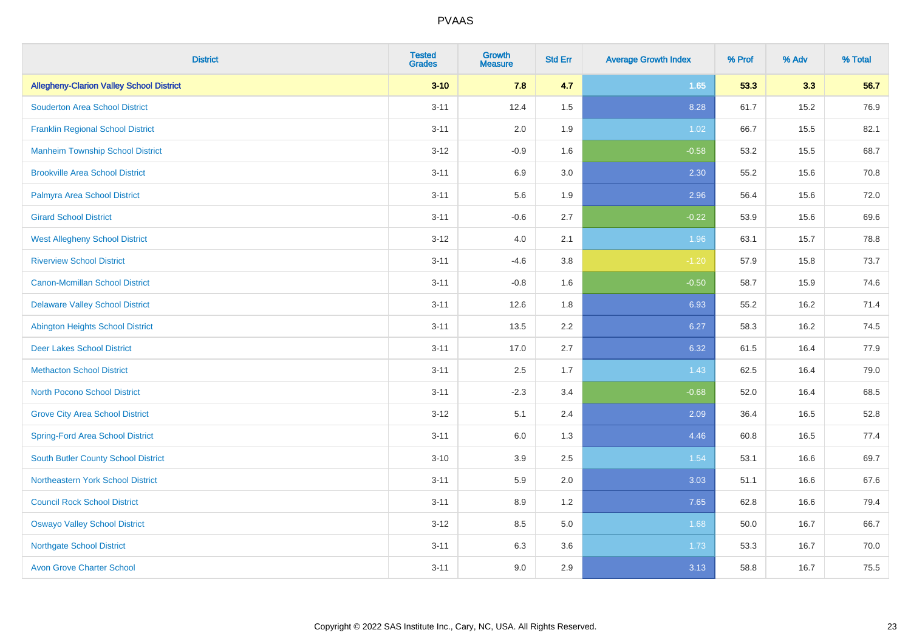# PVAAS

| District | Tested Grades | Growth Measure | Std Err | Average Growth Index | % Prof | % Adv | % Total |
|---|---|---|---|---|---|---|---|
| **Allegheny-Clarion Valley School District** | **3-10** | **7.8** | **4.7** | **1.65** | **53.3** | **3.3** | **56.7** |
| Souderton Area School District | 3-11 | 12.4 | 1.5 | 8.28 | 61.7 | 15.2 | 76.9 |
| Franklin Regional School District | 3-11 | 2.0 | 1.9 | 1.02 | 66.7 | 15.5 | 82.1 |
| Manheim Township School District | 3-12 | -0.9 | 1.6 | -0.58 | 53.2 | 15.5 | 68.7 |
| Brookville Area School District | 3-11 | 6.9 | 3.0 | 2.30 | 55.2 | 15.6 | 70.8 |
| Palmyra Area School District | 3-11 | 5.6 | 1.9 | 2.96 | 56.4 | 15.6 | 72.0 |
| Girard School District | 3-11 | -0.6 | 2.7 | -0.22 | 53.9 | 15.6 | 69.6 |
| West Allegheny School District | 3-12 | 4.0 | 2.1 | 1.96 | 63.1 | 15.7 | 78.8 |
| Riverview School District | 3-11 | -4.6 | 3.8 | -1.20 | 57.9 | 15.8 | 73.7 |
| Canon-Mcmillan School District | 3-11 | -0.8 | 1.6 | -0.50 | 58.7 | 15.9 | 74.6 |
| Delaware Valley School District | 3-11 | 12.6 | 1.8 | 6.93 | 55.2 | 16.2 | 71.4 |
| Abington Heights School District | 3-11 | 13.5 | 2.2 | 6.27 | 58.3 | 16.2 | 74.5 |
| Deer Lakes School District | 3-11 | 17.0 | 2.7 | 6.32 | 61.5 | 16.4 | 77.9 |
| Methacton School District | 3-11 | 2.5 | 1.7 | 1.43 | 62.5 | 16.4 | 79.0 |
| North Pocono School District | 3-11 | -2.3 | 3.4 | -0.68 | 52.0 | 16.4 | 68.5 |
| Grove City Area School District | 3-12 | 5.1 | 2.4 | 2.09 | 36.4 | 16.5 | 52.8 |
| Spring-Ford Area School District | 3-11 | 6.0 | 1.3 | 4.46 | 60.8 | 16.5 | 77.4 |
| South Butler County School District | 3-10 | 3.9 | 2.5 | 1.54 | 53.1 | 16.6 | 69.7 |
| Northeastern York School District | 3-11 | 5.9 | 2.0 | 3.03 | 51.1 | 16.6 | 67.6 |
| Council Rock School District | 3-11 | 8.9 | 1.2 | 7.65 | 62.8 | 16.6 | 79.4 |
| Oswayo Valley School District | 3-12 | 8.5 | 5.0 | 1.68 | 50.0 | 16.7 | 66.7 |
| Northgate School District | 3-11 | 6.3 | 3.6 | 1.73 | 53.3 | 16.7 | 70.0 |
| Avon Grove Charter School | 3-11 | 9.0 | 2.9 | 3.13 | 58.8 | 16.7 | 75.5 |

Copyright © 2022 SAS Institute Inc., Cary, NC, USA. All Rights Reserved.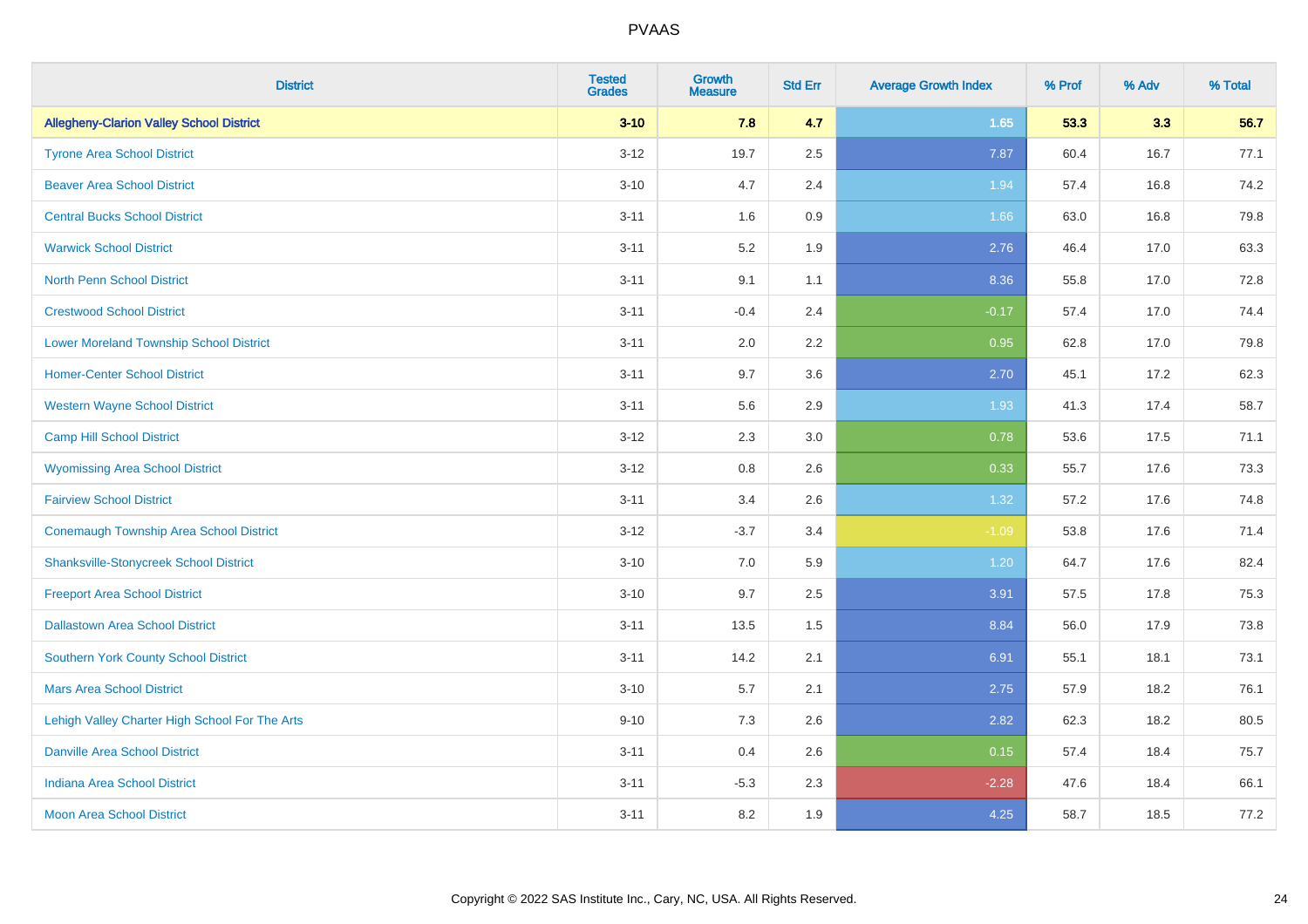| District | Tested Grades | Growth Measure | Std Err | Average Growth Index | % Prof | % Adv | % Total |
|---|---|---|---|---|---|---|---|
| **Allegheny-Clarion Valley School District** | **3-10** | **7.8** | **4.7** | **1.65** | **53.3** | **3.3** | **56.7** |
| Tyrone Area School District | 3-12 | 19.7 | 2.5 | 7.87 | 60.4 | 16.7 | 77.1 |
| Beaver Area School District | 3-10 | 4.7 | 2.4 | 1.94 | 57.4 | 16.8 | 74.2 |
| Central Bucks School District | 3-11 | 1.6 | 0.9 | 1.66 | 63.0 | 16.8 | 79.8 |
| Warwick School District | 3-11 | 5.2 | 1.9 | 2.76 | 46.4 | 17.0 | 63.3 |
| North Penn School District | 3-11 | 9.1 | 1.1 | 8.36 | 55.8 | 17.0 | 72.8 |
| Crestwood School District | 3-11 | -0.4 | 2.4 | -0.17 | 57.4 | 17.0 | 74.4 |
| Lower Moreland Township School District | 3-11 | 2.0 | 2.2 | 0.95 | 62.8 | 17.0 | 79.8 |
| Homer-Center School District | 3-11 | 9.7 | 3.6 | 2.70 | 45.1 | 17.2 | 62.3 |
| Western Wayne School District | 3-11 | 5.6 | 2.9 | 1.93 | 41.3 | 17.4 | 58.7 |
| Camp Hill School District | 3-12 | 2.3 | 3.0 | 0.78 | 53.6 | 17.5 | 71.1 |
| Wyomissing Area School District | 3-12 | 0.8 | 2.6 | 0.33 | 55.7 | 17.6 | 73.3 |
| Fairview School District | 3-11 | 3.4 | 2.6 | 1.32 | 57.2 | 17.6 | 74.8 |
| Conemaugh Township Area School District | 3-12 | -3.7 | 3.4 | -1.09 | 53.8 | 17.6 | 71.4 |
| Shanksville-Stonycreek School District | 3-10 | 7.0 | 5.9 | 1.20 | 64.7 | 17.6 | 82.4 |
| Freeport Area School District | 3-10 | 9.7 | 2.5 | 3.91 | 57.5 | 17.8 | 75.3 |
| Dallastown Area School District | 3-11 | 13.5 | 1.5 | 8.84 | 56.0 | 17.9 | 73.8 |
| Southern York County School District | 3-11 | 14.2 | 2.1 | 6.91 | 55.1 | 18.1 | 73.1 |
| Mars Area School District | 3-10 | 5.7 | 2.1 | 2.75 | 57.9 | 18.2 | 76.1 |
| Lehigh Valley Charter High School For The Arts | 9-10 | 7.3 | 2.6 | 2.82 | 62.3 | 18.2 | 80.5 |
| Danville Area School District | 3-11 | 0.4 | 2.6 | 0.15 | 57.4 | 18.4 | 75.7 |
| Indiana Area School District | 3-11 | -5.3 | 2.3 | -2.28 | 47.6 | 18.4 | 66.1 |
| Moon Area School District | 3-11 | 8.2 | 1.9 | 4.25 | 58.7 | 18.5 | 77.2 |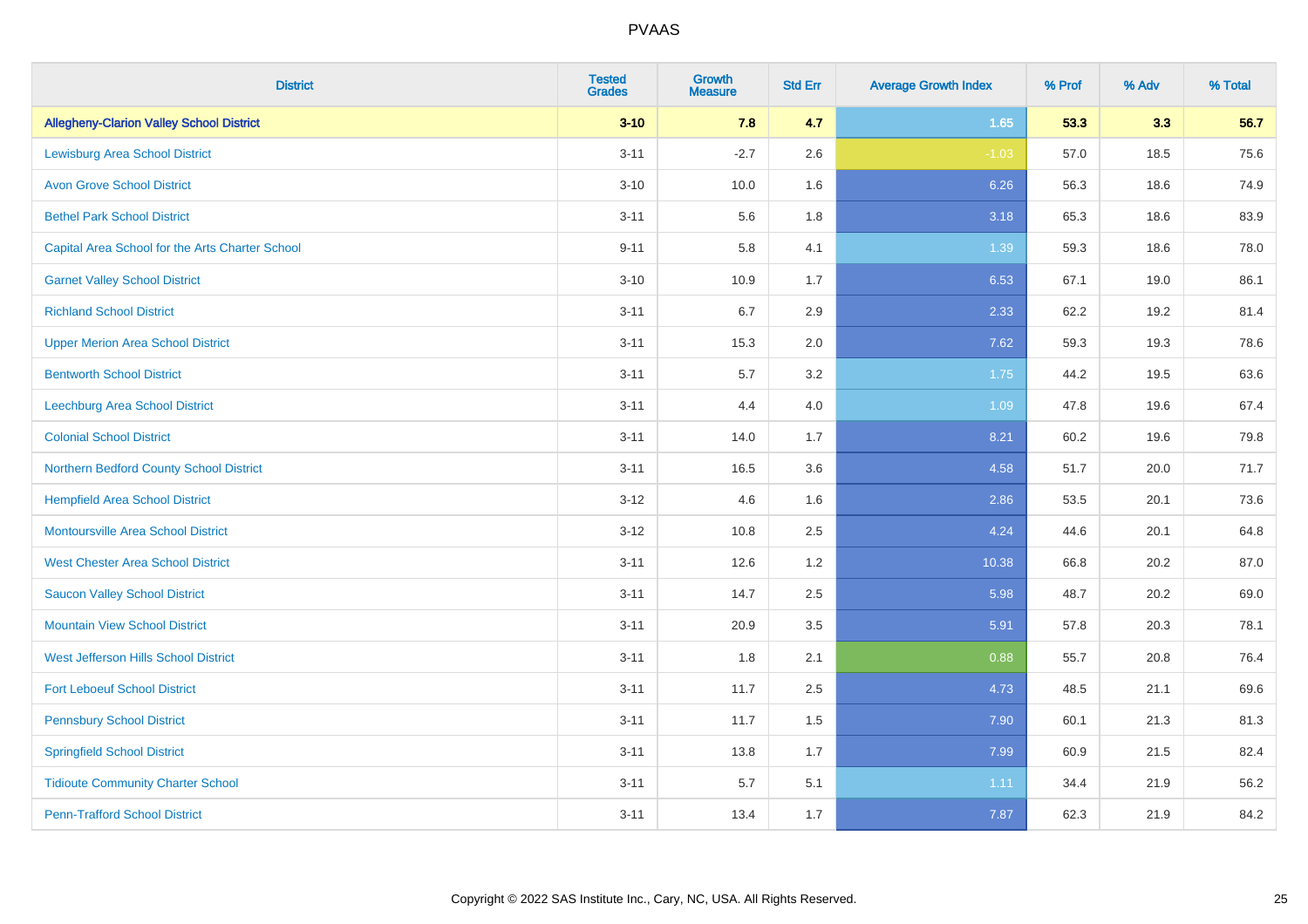# PVAAS

| District | Tested Grades | Growth Measure | Std Err | Average Growth Index | % Prof | % Adv | % Total |
|---|---|---|---|---|---|---|---|
| **Allegheny-Clarion Valley School District** | **3-10** | **7.8** | **4.7** | **1.65** | **53.3** | **3.3** | **56.7** |
| Lewisburg Area School District | 3-11 | -2.7 | 2.6 | -1.03 | 57.0 | 18.5 | 75.6 |
| Avon Grove School District | 3-10 | 10.0 | 1.6 | 6.26 | 56.3 | 18.6 | 74.9 |
| Bethel Park School District | 3-11 | 5.6 | 1.8 | 3.18 | 65.3 | 18.6 | 83.9 |
| Capital Area School for the Arts Charter School | 9-11 | 5.8 | 4.1 | 1.39 | 59.3 | 18.6 | 78.0 |
| Garnet Valley School District | 3-10 | 10.9 | 1.7 | 6.53 | 67.1 | 19.0 | 86.1 |
| Richland School District | 3-11 | 6.7 | 2.9 | 2.33 | 62.2 | 19.2 | 81.4 |
| Upper Merion Area School District | 3-11 | 15.3 | 2.0 | 7.62 | 59.3 | 19.3 | 78.6 |
| Bentworth School District | 3-11 | 5.7 | 3.2 | 1.75 | 44.2 | 19.5 | 63.6 |
| Leechburg Area School District | 3-11 | 4.4 | 4.0 | 1.09 | 47.8 | 19.6 | 67.4 |
| Colonial School District | 3-11 | 14.0 | 1.7 | 8.21 | 60.2 | 19.6 | 79.8 |
| Northern Bedford County School District | 3-11 | 16.5 | 3.6 | 4.58 | 51.7 | 20.0 | 71.7 |
| Hempfield Area School District | 3-12 | 4.6 | 1.6 | 2.86 | 53.5 | 20.1 | 73.6 |
| Montoursville Area School District | 3-12 | 10.8 | 2.5 | 4.24 | 44.6 | 20.1 | 64.8 |
| West Chester Area School District | 3-11 | 12.6 | 1.2 | 10.38 | 66.8 | 20.2 | 87.0 |
| Saucon Valley School District | 3-11 | 14.7 | 2.5 | 5.98 | 48.7 | 20.2 | 69.0 |
| Mountain View School District | 3-11 | 20.9 | 3.5 | 5.91 | 57.8 | 20.3 | 78.1 |
| West Jefferson Hills School District | 3-11 | 1.8 | 2.1 | 0.88 | 55.7 | 20.8 | 76.4 |
| Fort Leboeuf School District | 3-11 | 11.7 | 2.5 | 4.73 | 48.5 | 21.1 | 69.6 |
| Pennsbury School District | 3-11 | 11.7 | 1.5 | 7.90 | 60.1 | 21.3 | 81.3 |
| Springfield School District | 3-11 | 13.8 | 1.7 | 7.99 | 60.9 | 21.5 | 82.4 |
| Tidioute Community Charter School | 3-11 | 5.7 | 5.1 | 1.11 | 34.4 | 21.9 | 56.2 |
| Penn-Trafford School District | 3-11 | 13.4 | 1.7 | 7.87 | 62.3 | 21.9 | 84.2 |

Copyright © 2022 SAS Institute Inc., Cary, NC, USA. All Rights Reserved.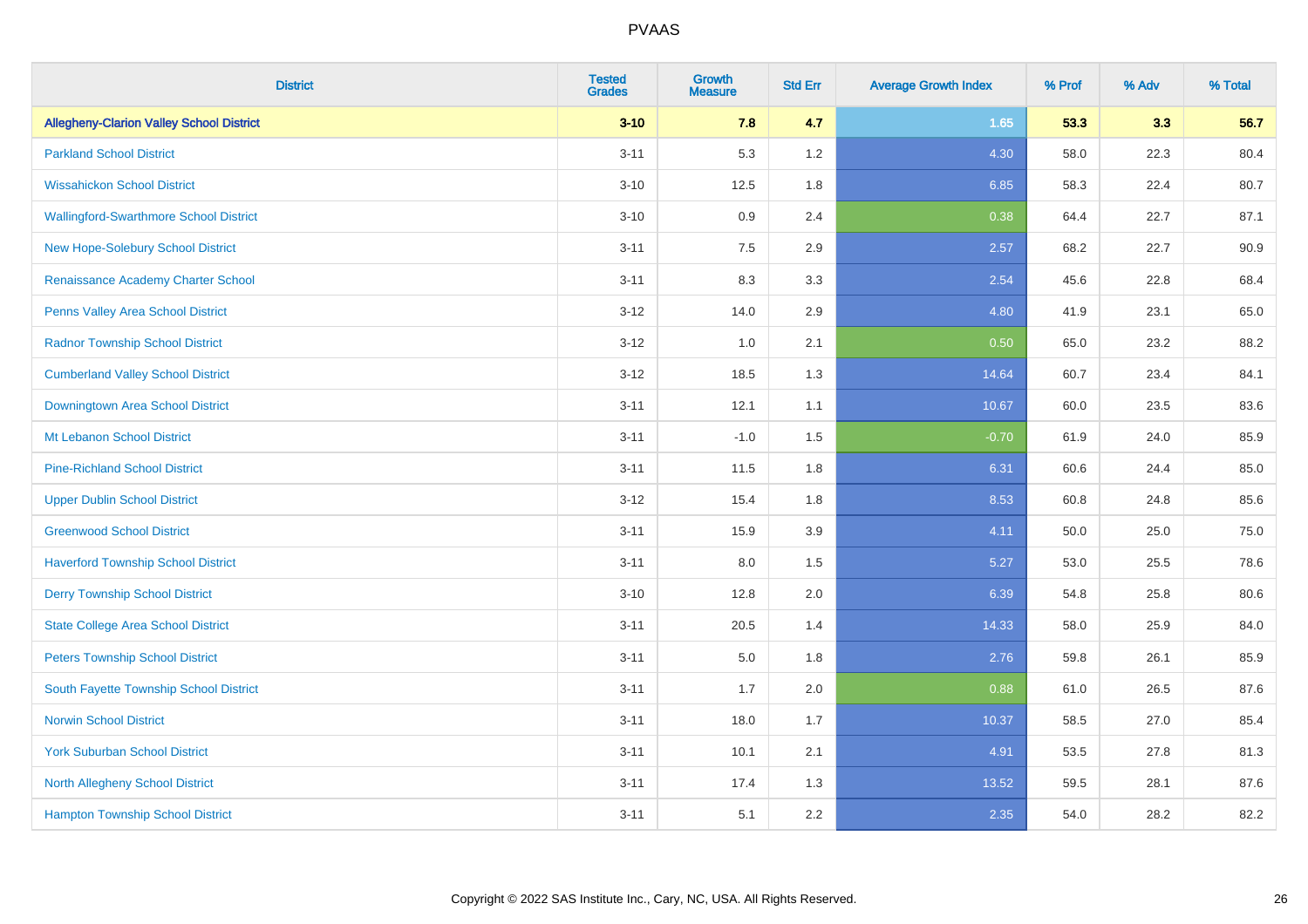# PVAAS

| District | Tested Grades | Growth Measure | Std Err | Average Growth Index | % Prof | % Adv | % Total |
|---|---|---|---|---|---|---|---|
| **Allegheny-Clarion Valley School District** | **3-10** | **7.8** | **4.7** | **1.65** | **53.3** | **3.3** | **56.7** |
| Parkland School District | 3-11 | 5.3 | 1.2 | 4.30 | 58.0 | 22.3 | 80.4 |
| Wissahickon School District | 3-10 | 12.5 | 1.8 | 6.85 | 58.3 | 22.4 | 80.7 |
| Wallingford-Swarthmore School District | 3-10 | 0.9 | 2.4 | 0.38 | 64.4 | 22.7 | 87.1 |
| New Hope-Solebury School District | 3-11 | 7.5 | 2.9 | 2.57 | 68.2 | 22.7 | 90.9 |
| Renaissance Academy Charter School | 3-11 | 8.3 | 3.3 | 2.54 | 45.6 | 22.8 | 68.4 |
| Penns Valley Area School District | 3-12 | 14.0 | 2.9 | 4.80 | 41.9 | 23.1 | 65.0 |
| Radnor Township School District | 3-12 | 1.0 | 2.1 | 0.50 | 65.0 | 23.2 | 88.2 |
| Cumberland Valley School District | 3-12 | 18.5 | 1.3 | 14.64 | 60.7 | 23.4 | 84.1 |
| Downingtown Area School District | 3-11 | 12.1 | 1.1 | 10.67 | 60.0 | 23.5 | 83.6 |
| Mt Lebanon School District | 3-11 | -1.0 | 1.5 | -0.70 | 61.9 | 24.0 | 85.9 |
| Pine-Richland School District | 3-11 | 11.5 | 1.8 | 6.31 | 60.6 | 24.4 | 85.0 |
| Upper Dublin School District | 3-12 | 15.4 | 1.8 | 8.53 | 60.8 | 24.8 | 85.6 |
| Greenwood School District | 3-11 | 15.9 | 3.9 | 4.11 | 50.0 | 25.0 | 75.0 |
| Haverford Township School District | 3-11 | 8.0 | 1.5 | 5.27 | 53.0 | 25.5 | 78.6 |
| Derry Township School District | 3-10 | 12.8 | 2.0 | 6.39 | 54.8 | 25.8 | 80.6 |
| State College Area School District | 3-11 | 20.5 | 1.4 | 14.33 | 58.0 | 25.9 | 84.0 |
| Peters Township School District | 3-11 | 5.0 | 1.8 | 2.76 | 59.8 | 26.1 | 85.9 |
| South Fayette Township School District | 3-11 | 1.7 | 2.0 | 0.88 | 61.0 | 26.5 | 87.6 |
| Norwin School District | 3-11 | 18.0 | 1.7 | 10.37 | 58.5 | 27.0 | 85.4 |
| York Suburban School District | 3-11 | 10.1 | 2.1 | 4.91 | 53.5 | 27.8 | 81.3 |
| North Allegheny School District | 3-11 | 17.4 | 1.3 | 13.52 | 59.5 | 28.1 | 87.6 |
| Hampton Township School District | 3-11 | 5.1 | 2.2 | 2.35 | 54.0 | 28.2 | 82.2 |

Copyright © 2022 SAS Institute Inc., Cary, NC, USA. All Rights Reserved.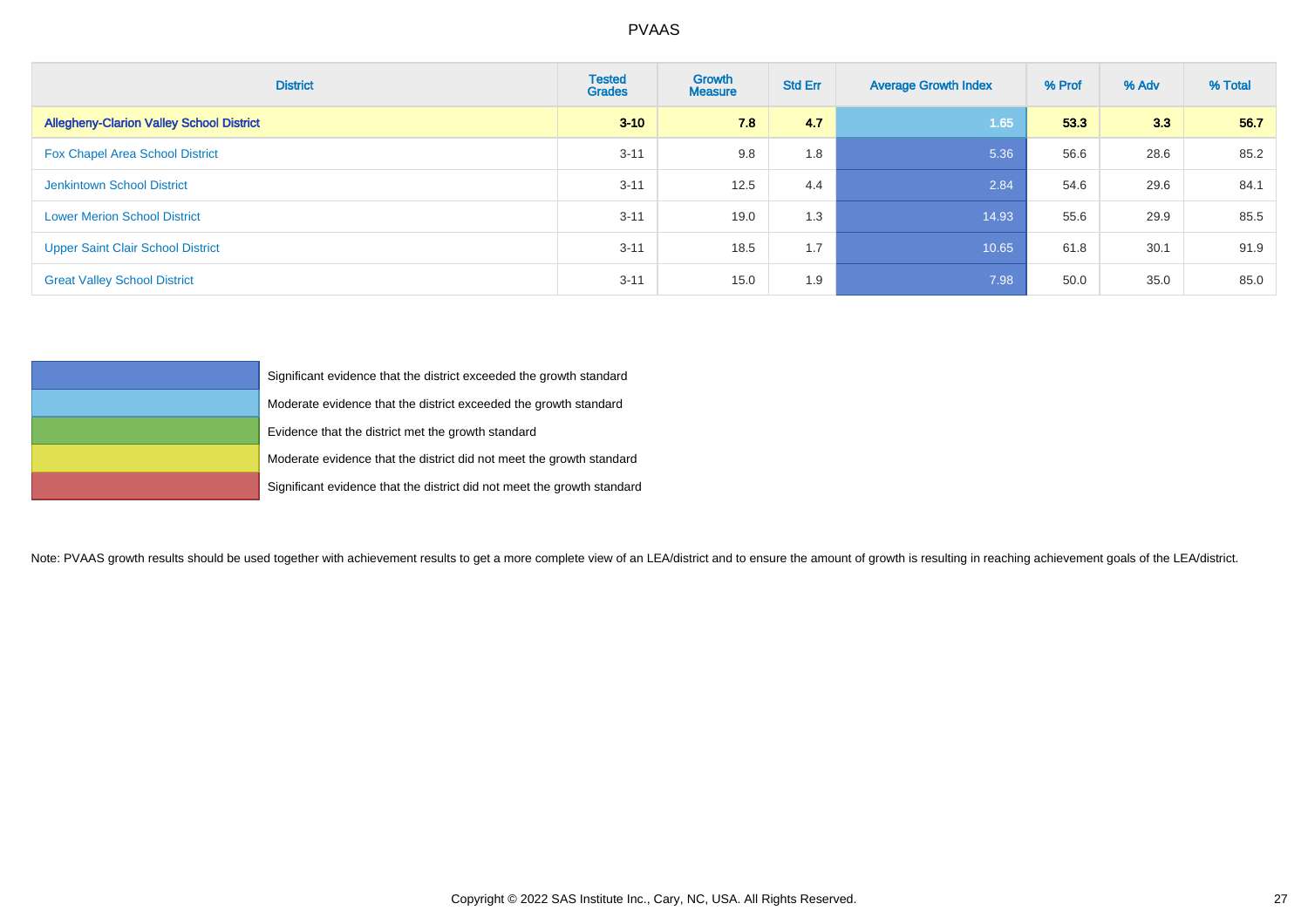PVAAS

| District | Tested Grades | Growth Measure | Std Err | Average Growth Index | % Prof | % Adv | % Total |
|---|---|---|---|---|---|---|---|
| **Allegheny-Clarion Valley School District** | **3-10** | **7.8** | **4.7** | **1.65** | **53.3** | **3.3** | **56.7** |
| Fox Chapel Area School District | 3-11 | 9.8 | 1.8 | 5.36 | 56.6 | 28.6 | 85.2 |
| Jenkintown School District | 3-11 | 12.5 | 4.4 | 2.84 | 54.6 | 29.6 | 84.1 |
| Lower Merion School District | 3-11 | 19.0 | 1.3 | 14.93 | 55.6 | 29.9 | 85.5 |
| Upper Saint Clair School District | 3-11 | 18.5 | 1.7 | 10.65 | 61.8 | 30.1 | 91.9 |
| Great Valley School District | 3-11 | 15.0 | 1.9 | 7.98 | 50.0 | 35.0 | 85.0 |

Significant evidence that the district exceeded the growth standard

Moderate evidence that the district exceeded the growth standard

Evidence that the district met the growth standard

Moderate evidence that the district did not meet the growth standard

Significant evidence that the district did not meet the growth standard

Note: PVAAS growth results should be used together with achievement results to get a more complete view of an LEA/district and to ensure the amount of growth is resulting in reaching achievement goals of the LEA/district.

Copyright © 2022 SAS Institute Inc., Cary, NC, USA. All Rights Reserved.